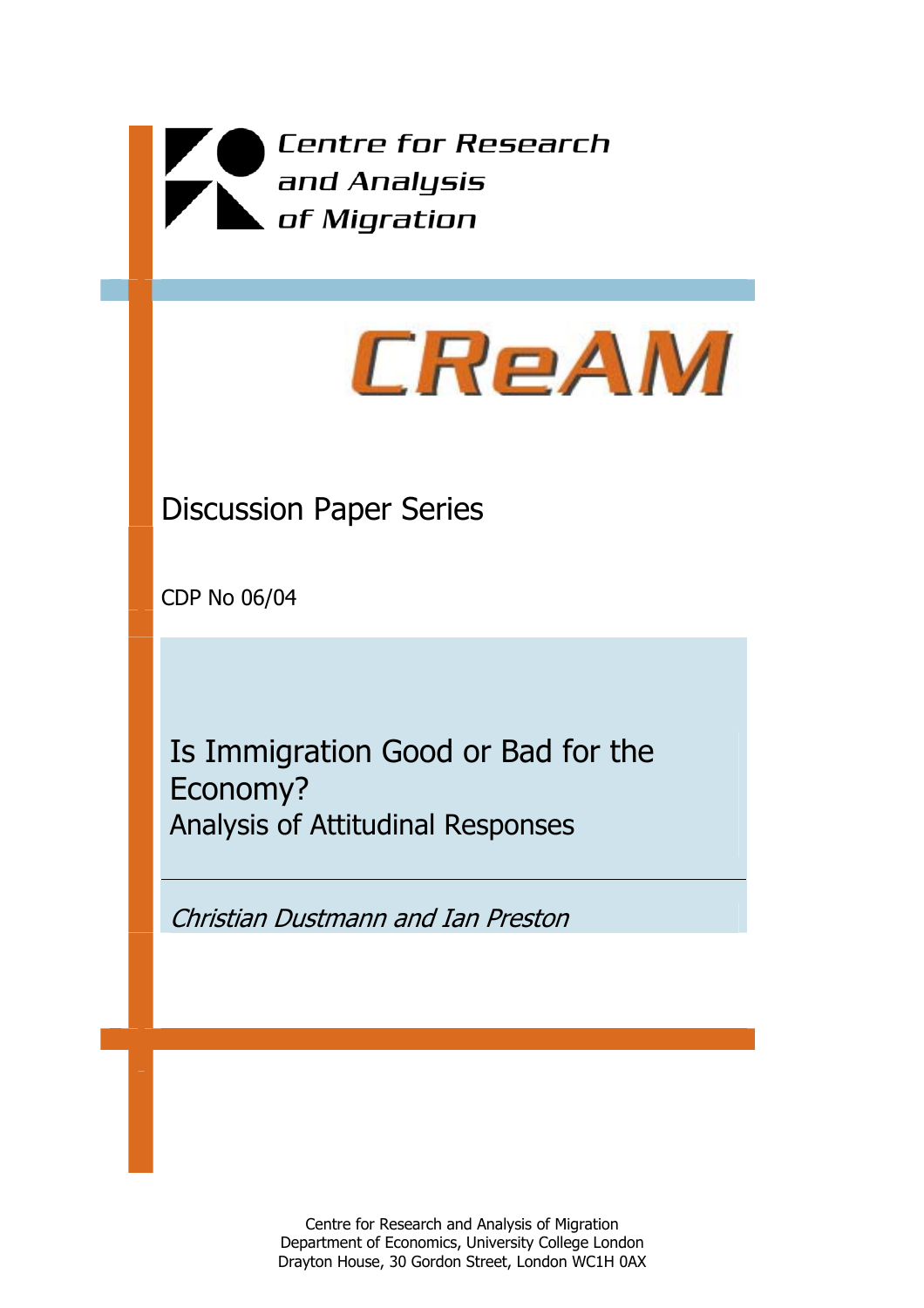Centre for Research
and Analysis
of Migration

# CReAM

Discussion Paper Series

CDP No 06/04

# Is Immigration Good or Bad for the Economy?

## Analysis of Attitudinal Responses

*Christian Dustmann and Ian Preston*

Centre for Research and Analysis of Migration
Department of Economics, University College London
Drayton House, 30 Gordon Street, London WC1H 0AX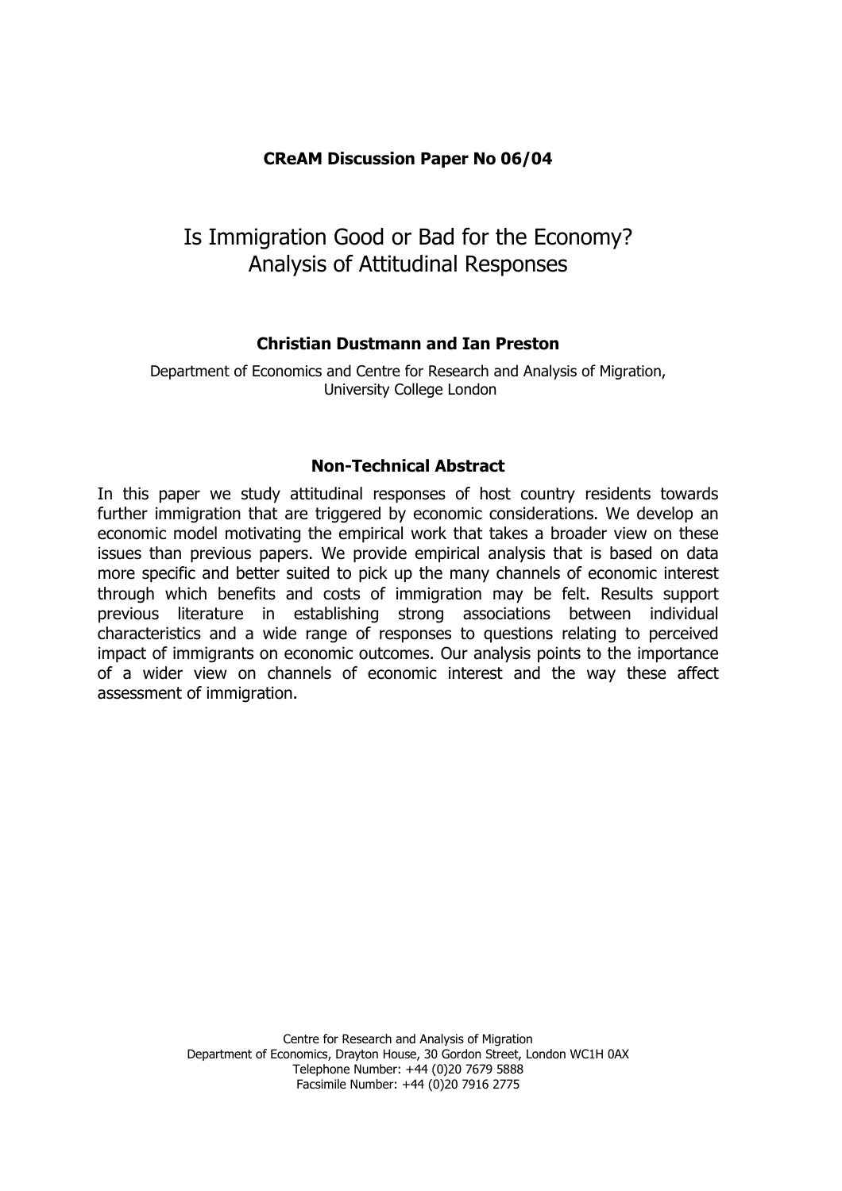**CReAM Discussion Paper No 06/04**

# Is Immigration Good or Bad for the Economy? Analysis of Attitudinal Responses

**Christian Dustmann and Ian Preston**

Department of Economics and Centre for Research and Analysis of Migration, University College London

## Non-Technical Abstract

In this paper we study attitudinal responses of host country residents towards further immigration that are triggered by economic considerations. We develop an economic model motivating the empirical work that takes a broader view on these issues than previous papers. We provide empirical analysis that is based on data more specific and better suited to pick up the many channels of economic interest through which benefits and costs of immigration may be felt. Results support previous literature in establishing strong associations between individual characteristics and a wide range of responses to questions relating to perceived impact of immigrants on economic outcomes. Our analysis points to the importance of a wider view on channels of economic interest and the way these affect assessment of immigration.

Centre for Research and Analysis of Migration
Department of Economics, Drayton House, 30 Gordon Street, London WC1H 0AX
Telephone Number: +44 (0)20 7679 5888
Facsimile Number: +44 (0)20 7916 2775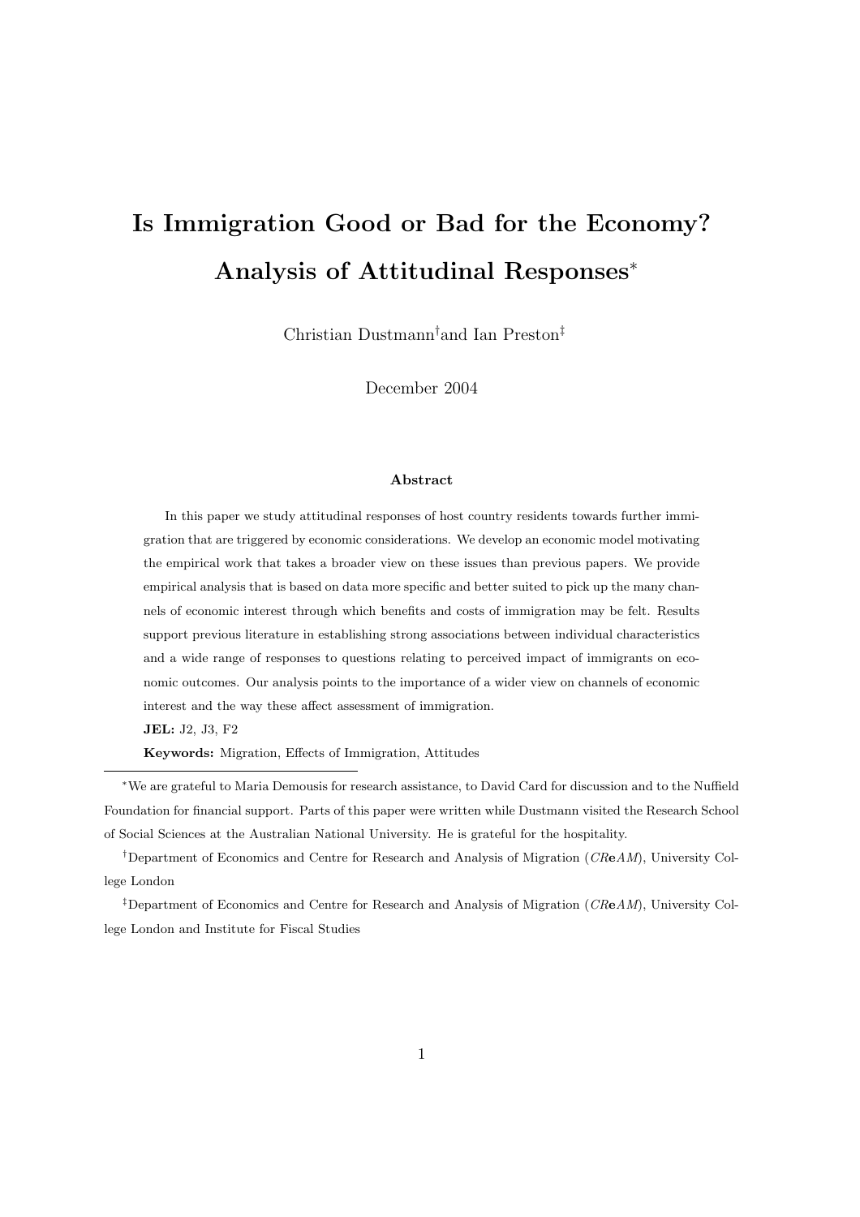# Is Immigration Good or Bad for the Economy? Analysis of Attitudinal Responses*

Christian Dustmann[†] and Ian Preston[‡]

December 2004

### Abstract

In this paper we study attitudinal responses of host country residents towards further immigration that are triggered by economic considerations. We develop an economic model motivating the empirical work that takes a broader view on these issues than previous papers. We provide empirical analysis that is based on data more specific and better suited to pick up the many channels of economic interest through which benefits and costs of immigration may be felt. Results support previous literature in establishing strong associations between individual characteristics and a wide range of responses to questions relating to perceived impact of immigrants on economic outcomes. Our analysis points to the importance of a wider view on channels of economic interest and the way these affect assessment of immigration.

**JEL:** J2, J3, F2

**Keywords:** Migration, Effects of Immigration, Attitudes

---

*We are grateful to Maria Demousis for research assistance, to David Card for discussion and to the Nuffield Foundation for financial support. Parts of this paper were written while Dustmann visited the Research School of Social Sciences at the Australian National University. He is grateful for the hospitality.

[†]Department of Economics and Centre for Research and Analysis of Migration (*CReAM*), University College London

[‡]Department of Economics and Centre for Research and Analysis of Migration (*CReAM*), University College London and Institute for Fiscal Studies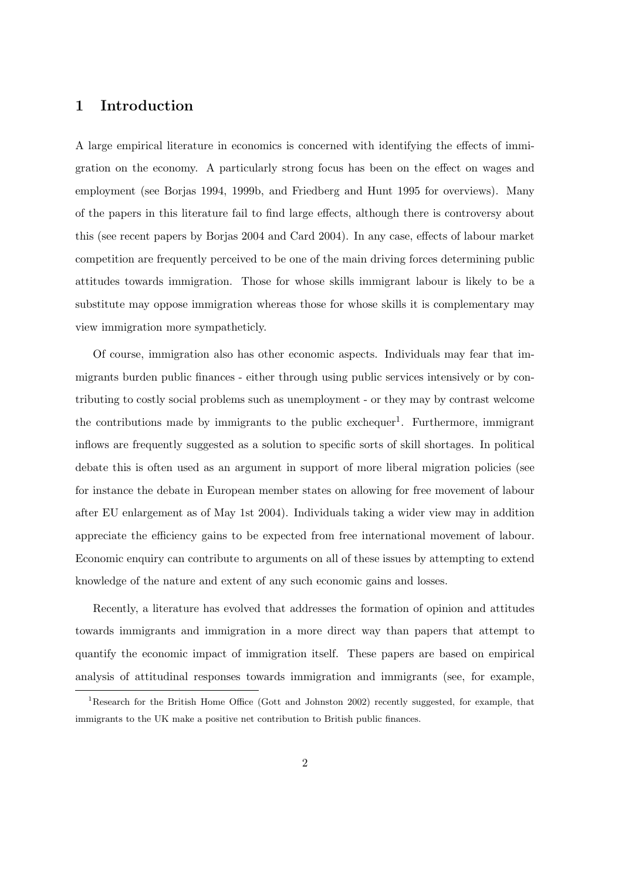## 1 Introduction

A large empirical literature in economics is concerned with identifying the effects of immigration on the economy. A particularly strong focus has been on the effect on wages and employment (see Borjas 1994, 1999b, and Friedberg and Hunt 1995 for overviews). Many of the papers in this literature fail to find large effects, although there is controversy about this (see recent papers by Borjas 2004 and Card 2004). In any case, effects of labour market competition are frequently perceived to be one of the main driving forces determining public attitudes towards immigration. Those for whose skills immigrant labour is likely to be a substitute may oppose immigration whereas those for whose skills it is complementary may view immigration more sympatheticly.

Of course, immigration also has other economic aspects. Individuals may fear that immigrants burden public finances - either through using public services intensively or by contributing to costly social problems such as unemployment - or they may by contrast welcome the contributions made by immigrants to the public exchequer[1]. Furthermore, immigrant inflows are frequently suggested as a solution to specific sorts of skill shortages. In political debate this is often used as an argument in support of more liberal migration policies (see for instance the debate in European member states on allowing for free movement of labour after EU enlargement as of May 1st 2004). Individuals taking a wider view may in addition appreciate the efficiency gains to be expected from free international movement of labour. Economic enquiry can contribute to arguments on all of these issues by attempting to extend knowledge of the nature and extent of any such economic gains and losses.

Recently, a literature has evolved that addresses the formation of opinion and attitudes towards immigrants and immigration in a more direct way than papers that attempt to quantify the economic impact of immigration itself. These papers are based on empirical analysis of attitudinal responses towards immigration and immigrants (see, for example,

[1] Research for the British Home Office (Gott and Johnston 2002) recently suggested, for example, that immigrants to the UK make a positive net contribution to British public finances.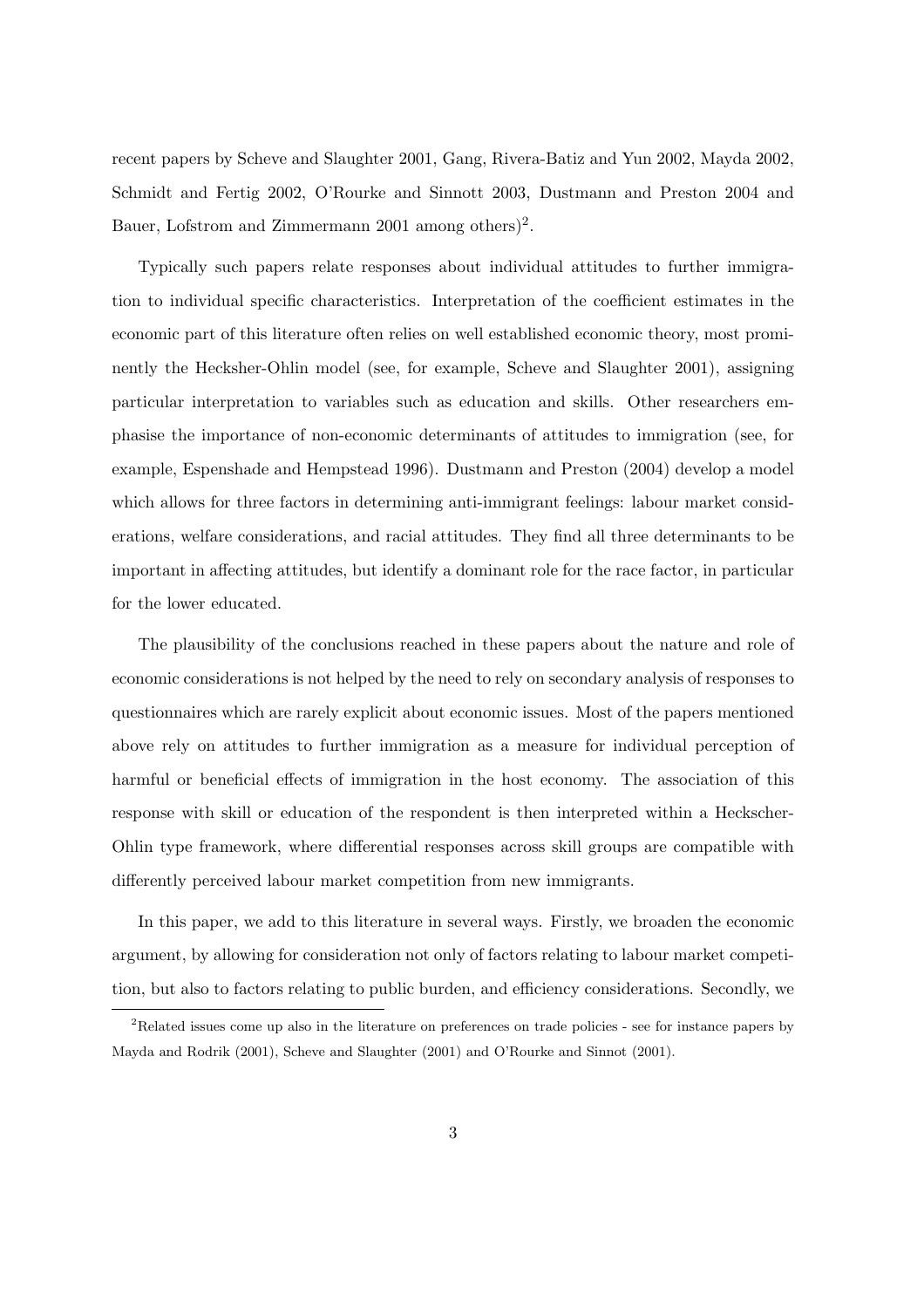recent papers by Scheve and Slaughter 2001, Gang, Rivera-Batiz and Yun 2002, Mayda 2002, Schmidt and Fertig 2002, O'Rourke and Sinnott 2003, Dustmann and Preston 2004 and Bauer, Lofstrom and Zimmermann 2001 among others)[2].

Typically such papers relate responses about individual attitudes to further immigration to individual specific characteristics. Interpretation of the coefficient estimates in the economic part of this literature often relies on well established economic theory, most prominently the Hecksher-Ohlin model (see, for example, Scheve and Slaughter 2001), assigning particular interpretation to variables such as education and skills. Other researchers emphasise the importance of non-economic determinants of attitudes to immigration (see, for example, Espenshade and Hempstead 1996). Dustmann and Preston (2004) develop a model which allows for three factors in determining anti-immigrant feelings: labour market considerations, welfare considerations, and racial attitudes. They find all three determinants to be important in affecting attitudes, but identify a dominant role for the race factor, in particular for the lower educated.

The plausibility of the conclusions reached in these papers about the nature and role of economic considerations is not helped by the need to rely on secondary analysis of responses to questionnaires which are rarely explicit about economic issues. Most of the papers mentioned above rely on attitudes to further immigration as a measure for individual perception of harmful or beneficial effects of immigration in the host economy. The association of this response with skill or education of the respondent is then interpreted within a Heckscher-Ohlin type framework, where differential responses across skill groups are compatible with differently perceived labour market competition from new immigrants.

In this paper, we add to this literature in several ways. Firstly, we broaden the economic argument, by allowing for consideration not only of factors relating to labour market competition, but also to factors relating to public burden, and efficiency considerations. Secondly, we

[2]Related issues come up also in the literature on preferences on trade policies - see for instance papers by Mayda and Rodrik (2001), Scheve and Slaughter (2001) and O'Rourke and Sinnot (2001).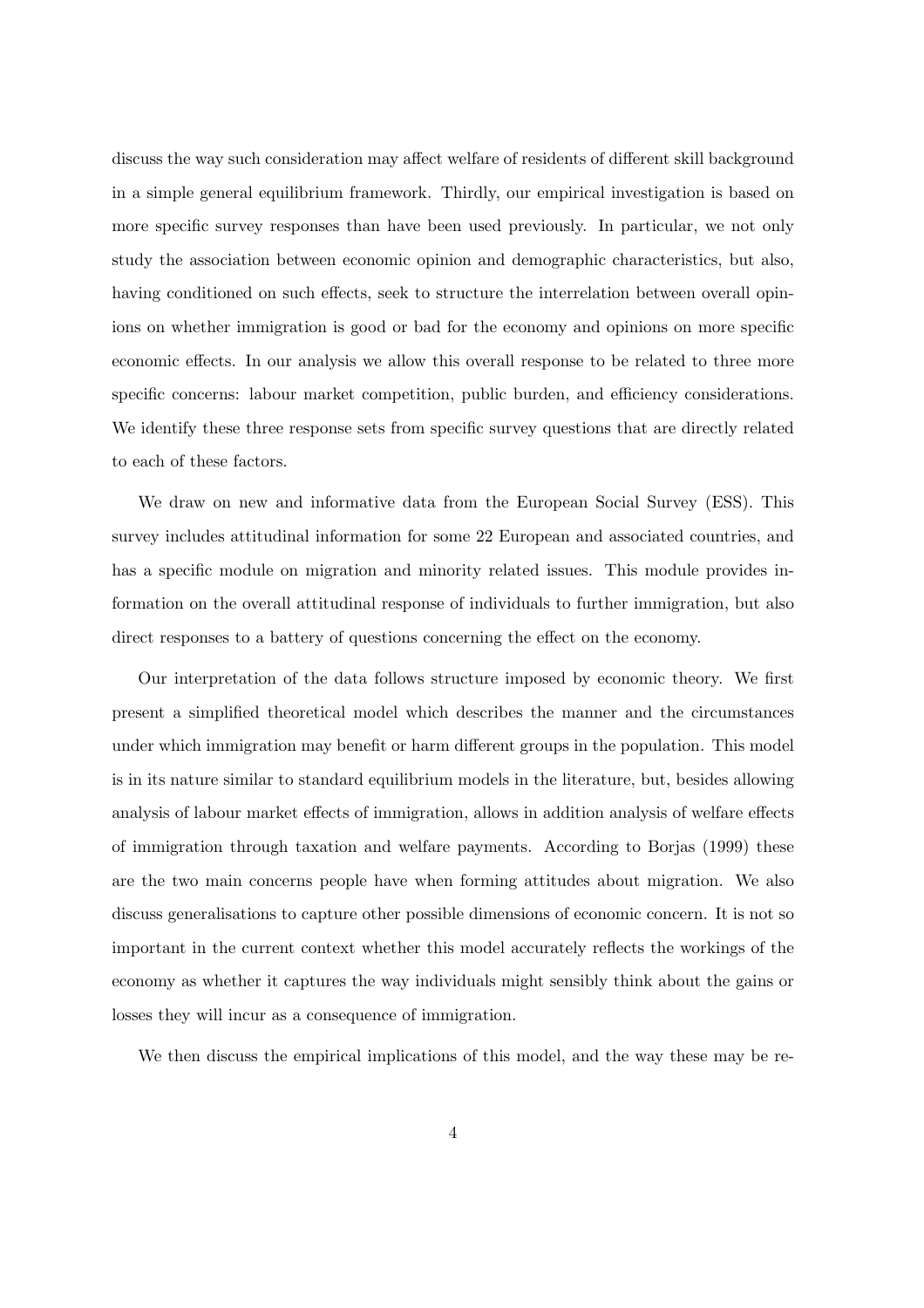discuss the way such consideration may affect welfare of residents of different skill background in a simple general equilibrium framework. Thirdly, our empirical investigation is based on more specific survey responses than have been used previously. In particular, we not only study the association between economic opinion and demographic characteristics, but also, having conditioned on such effects, seek to structure the interrelation between overall opinions on whether immigration is good or bad for the economy and opinions on more specific economic effects. In our analysis we allow this overall response to be related to three more specific concerns: labour market competition, public burden, and efficiency considerations. We identify these three response sets from specific survey questions that are directly related to each of these factors.

We draw on new and informative data from the European Social Survey (ESS). This survey includes attitudinal information for some 22 European and associated countries, and has a specific module on migration and minority related issues. This module provides information on the overall attitudinal response of individuals to further immigration, but also direct responses to a battery of questions concerning the effect on the economy.

Our interpretation of the data follows structure imposed by economic theory. We first present a simplified theoretical model which describes the manner and the circumstances under which immigration may benefit or harm different groups in the population. This model is in its nature similar to standard equilibrium models in the literature, but, besides allowing analysis of labour market effects of immigration, allows in addition analysis of welfare effects of immigration through taxation and welfare payments. According to Borjas (1999) these are the two main concerns people have when forming attitudes about migration. We also discuss generalisations to capture other possible dimensions of economic concern. It is not so important in the current context whether this model accurately reflects the workings of the economy as whether it captures the way individuals might sensibly think about the gains or losses they will incur as a consequence of immigration.

We then discuss the empirical implications of this model, and the way these may be re-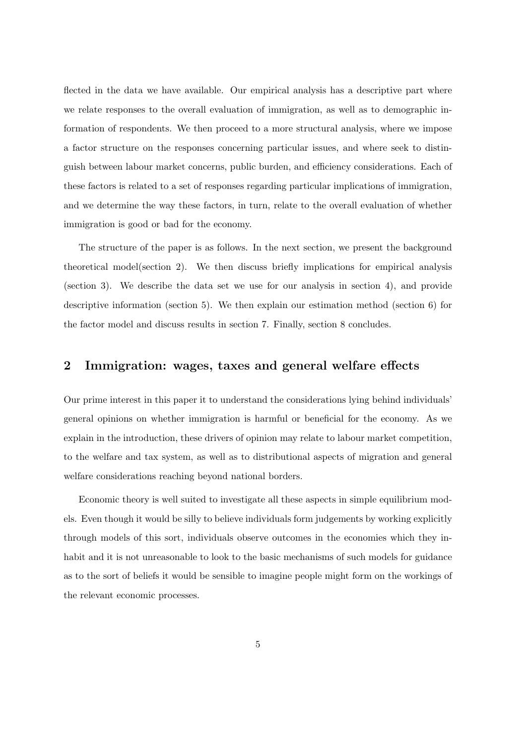flected in the data we have available. Our empirical analysis has a descriptive part where we relate responses to the overall evaluation of immigration, as well as to demographic information of respondents. We then proceed to a more structural analysis, where we impose a factor structure on the responses concerning particular issues, and where seek to distinguish between labour market concerns, public burden, and efficiency considerations. Each of these factors is related to a set of responses regarding particular implications of immigration, and we determine the way these factors, in turn, relate to the overall evaluation of whether immigration is good or bad for the economy.

The structure of the paper is as follows. In the next section, we present the background theoretical model(section 2). We then discuss briefly implications for empirical analysis (section 3). We describe the data set we use for our analysis in section 4), and provide descriptive information (section 5). We then explain our estimation method (section 6) for the factor model and discuss results in section 7. Finally, section 8 concludes.

## 2 Immigration: wages, taxes and general welfare effects

Our prime interest in this paper it to understand the considerations lying behind individuals' general opinions on whether immigration is harmful or beneficial for the economy. As we explain in the introduction, these drivers of opinion may relate to labour market competition, to the welfare and tax system, as well as to distributional aspects of migration and general welfare considerations reaching beyond national borders.

Economic theory is well suited to investigate all these aspects in simple equilibrium models. Even though it would be silly to believe individuals form judgements by working explicitly through models of this sort, individuals observe outcomes in the economies which they inhabit and it is not unreasonable to look to the basic mechanisms of such models for guidance as to the sort of beliefs it would be sensible to imagine people might form on the workings of the relevant economic processes.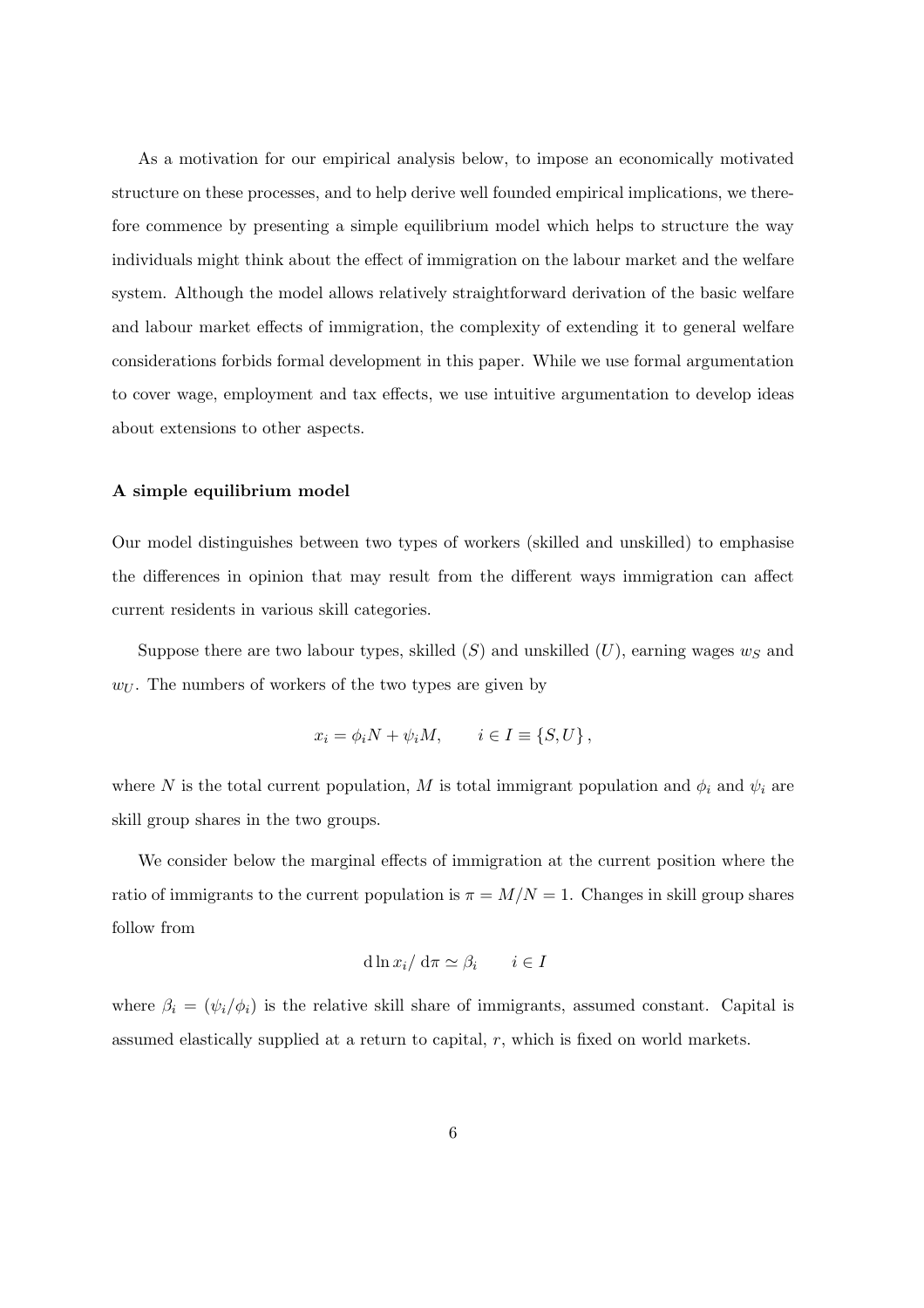As a motivation for our empirical analysis below, to impose an economically motivated structure on these processes, and to help derive well founded empirical implications, we therefore commence by presenting a simple equilibrium model which helps to structure the way individuals might think about the effect of immigration on the labour market and the welfare system. Although the model allows relatively straightforward derivation of the basic welfare and labour market effects of immigration, the complexity of extending it to general welfare considerations forbids formal development in this paper. While we use formal argumentation to cover wage, employment and tax effects, we use intuitive argumentation to develop ideas about extensions to other aspects.

**A simple equilibrium model**

Our model distinguishes between two types of workers (skilled and unskilled) to emphasise the differences in opinion that may result from the different ways immigration can affect current residents in various skill categories.

Suppose there are two labour types, skilled ($S$) and unskilled ($U$), earning wages $w_S$ and $w_U$. The numbers of workers of the two types are given by

$$x_i = \phi_i N + \psi_i M, \qquad i \in I \equiv \{S, U\},$$

where $N$ is the total current population, $M$ is total immigrant population and $\phi_i$ and $\psi_i$ are skill group shares in the two groups.

We consider below the marginal effects of immigration at the current position where the ratio of immigrants to the current population is $\pi = M/N = 1$. Changes in skill group shares follow from

$$\mathrm{d} \ln x_i / \mathrm{d}\pi \simeq \beta_i \qquad i \in I$$

where $\beta_i = (\psi_i/\phi_i)$ is the relative skill share of immigrants, assumed constant. Capital is assumed elastically supplied at a return to capital, $r$, which is fixed on world markets.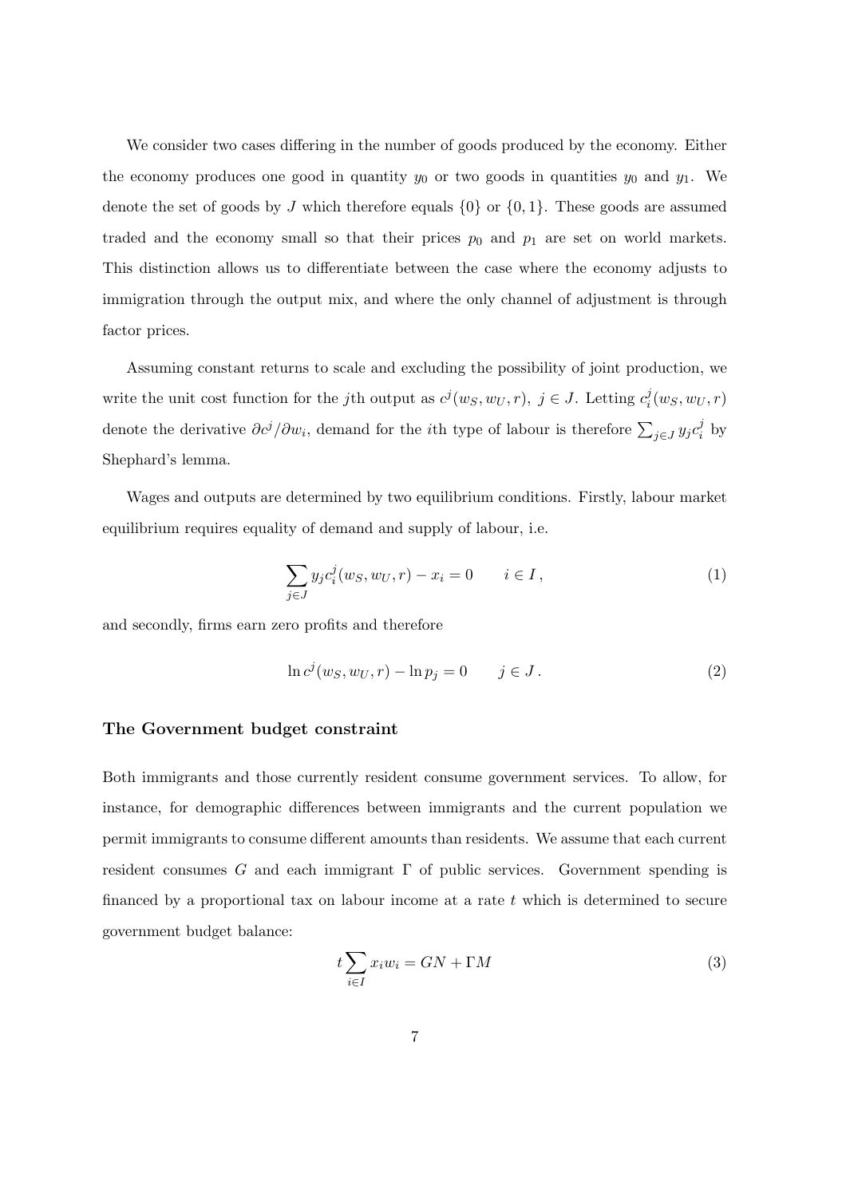We consider two cases differing in the number of goods produced by the economy. Either the economy produces one good in quantity $y_0$ or two goods in quantities $y_0$ and $y_1$. We denote the set of goods by $J$ which therefore equals $\{0\}$ or $\{0, 1\}$. These goods are assumed traded and the economy small so that their prices $p_0$ and $p_1$ are set on world markets. This distinction allows us to differentiate between the case where the economy adjusts to immigration through the output mix, and where the only channel of adjustment is through factor prices.

Assuming constant returns to scale and excluding the possibility of joint production, we write the unit cost function for the $j$th output as $c^j(w_S, w_U, r),\ j \in J$. Letting $c^j_i(w_S, w_U, r)$ denote the derivative $\partial c^j / \partial w_i$, demand for the $i$th type of labour is therefore $\sum_{j \in J} y_j c^j_i$ by Shephard's lemma.

Wages and outputs are determined by two equilibrium conditions. Firstly, labour market equilibrium requires equality of demand and supply of labour, i.e.

$$\sum_{j \in J} y_j c^j_i(w_S, w_U, r) - x_i = 0 \qquad i \in I\,, \tag{1}$$

and secondly, firms earn zero profits and therefore

$$\ln c^j(w_S, w_U, r) - \ln p_j = 0 \qquad j \in J\,. \tag{2}$$

### The Government budget constraint

Both immigrants and those currently resident consume government services. To allow, for instance, for demographic differences between immigrants and the current population we permit immigrants to consume different amounts than residents. We assume that each current resident consumes $G$ and each immigrant $\Gamma$ of public services. Government spending is financed by a proportional tax on labour income at a rate $t$ which is determined to secure government budget balance:

$$t \sum_{i \in I} x_i w_i = GN + \Gamma M \tag{3}$$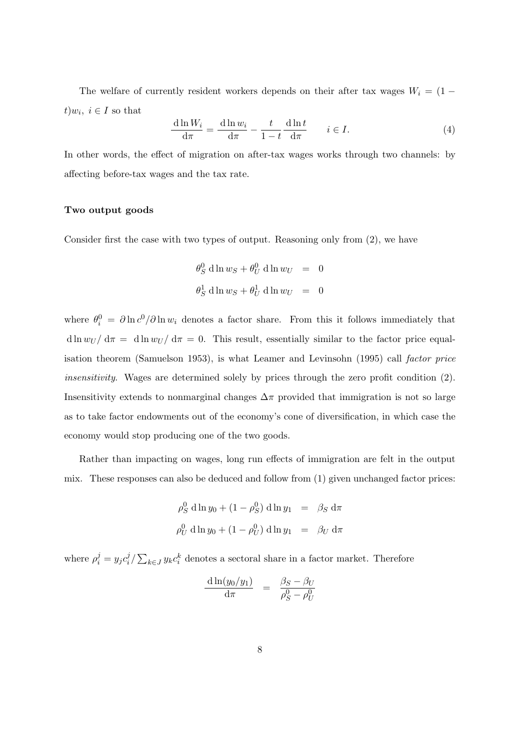The welfare of currently resident workers depends on their after tax wages $W_i = (1 - t)w_i,\ i \in I$ so that

$$\frac{\mathrm{d}\ln W_i}{\mathrm{d}\pi} = \frac{\mathrm{d}\ln w_i}{\mathrm{d}\pi} - \frac{t}{1-t}\frac{\mathrm{d}\ln t}{\mathrm{d}\pi} \qquad i \in I. \tag{4}$$

In other words, the effect of migration on after-tax wages works through two channels: by affecting before-tax wages and the tax rate.

**Two output goods**

Consider first the case with two types of output. Reasoning only from (2), we have

$$\begin{aligned}
\theta_S^0 \,\mathrm{d}\ln w_S + \theta_U^0 \,\mathrm{d}\ln w_U &= 0 \\
\theta_S^1 \,\mathrm{d}\ln w_S + \theta_U^1 \,\mathrm{d}\ln w_U &= 0
\end{aligned}$$

where $\theta_i^0 = \partial \ln c^0 / \partial \ln w_i$ denotes a factor share. From this it follows immediately that $\mathrm{d}\ln w_U / \mathrm{d}\pi = \mathrm{d}\ln w_U / \mathrm{d}\pi = 0$. This result, essentially similar to the factor price equalisation theorem (Samuelson 1953), is what Leamer and Levinsohn (1995) call *factor price insensitivity.* Wages are determined solely by prices through the zero profit condition (2). Insensitivity extends to nonmarginal changes $\Delta\pi$ provided that immigration is not so large as to take factor endowments out of the economy's cone of diversification, in which case the economy would stop producing one of the two goods.

Rather than impacting on wages, long run effects of immigration are felt in the output mix. These responses can also be deduced and follow from (1) given unchanged factor prices:

$$\begin{aligned}
\rho_S^0 \,\mathrm{d}\ln y_0 + (1-\rho_S^0)\,\mathrm{d}\ln y_1 &= \beta_S \,\mathrm{d}\pi \\
\rho_U^0 \,\mathrm{d}\ln y_0 + (1-\rho_U^0)\,\mathrm{d}\ln y_1 &= \beta_U \,\mathrm{d}\pi
\end{aligned}$$

where $\rho_i^j = y_j c_i^j / \sum_{k\in J} y_k c_i^k$ denotes a sectoral share in a factor market. Therefore

$$\frac{\mathrm{d}\ln(y_0/y_1)}{\mathrm{d}\pi} = \frac{\beta_S - \beta_U}{\rho_S^0 - \rho_U^0}$$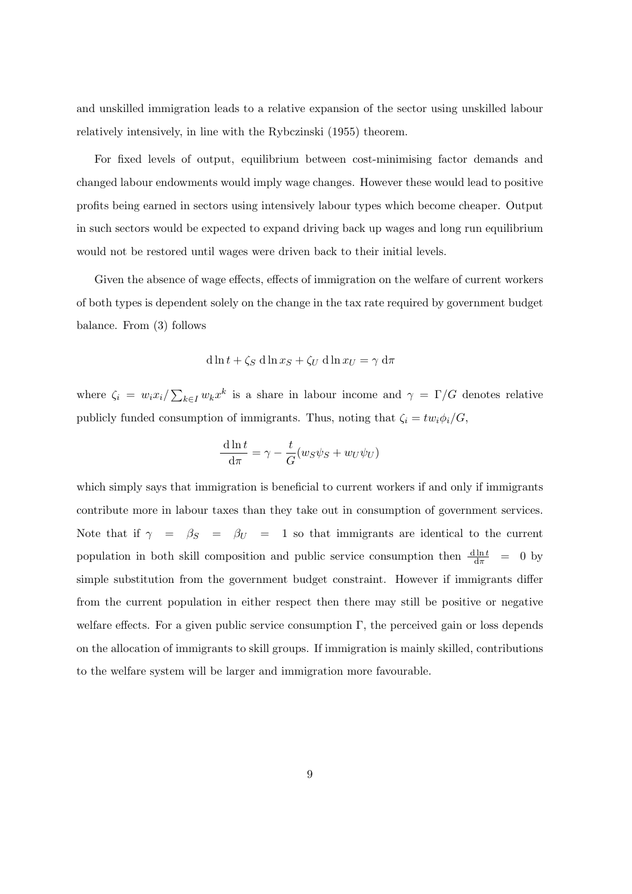and unskilled immigration leads to a relative expansion of the sector using unskilled labour relatively intensively, in line with the Rybczinski (1955) theorem.

For fixed levels of output, equilibrium between cost-minimising factor demands and changed labour endowments would imply wage changes. However these would lead to positive profits being earned in sectors using intensively labour types which become cheaper. Output in such sectors would be expected to expand driving back up wages and long run equilibrium would not be restored until wages were driven back to their initial levels.

Given the absence of wage effects, effects of immigration on the welfare of current workers of both types is dependent solely on the change in the tax rate required by government budget balance. From (3) follows

$$\mathrm{d}\ln t + \zeta_S \,\mathrm{d}\ln x_S + \zeta_U \,\mathrm{d}\ln x_U = \gamma \,\mathrm{d}\pi$$

where $\zeta_i = w_i x_i / \sum_{k \in I} w_k x^k$ is a share in labour income and $\gamma = \Gamma/G$ denotes relative publicly funded consumption of immigrants. Thus, noting that $\zeta_i = t w_i \phi_i / G$,

$$\frac{\mathrm{d}\ln t}{\mathrm{d}\pi} = \gamma - \frac{t}{G}(w_S \psi_S + w_U \psi_U)$$

which simply says that immigration is beneficial to current workers if and only if immigrants contribute more in labour taxes than they take out in consumption of government services. Note that if $\gamma = \beta_S = \beta_U = 1$ so that immigrants are identical to the current population in both skill composition and public service consumption then $\frac{\mathrm{d}\ln t}{\mathrm{d}\pi} = 0$ by simple substitution from the government budget constraint. However if immigrants differ from the current population in either respect then there may still be positive or negative welfare effects. For a given public service consumption $\Gamma$, the perceived gain or loss depends on the allocation of immigrants to skill groups. If immigration is mainly skilled, contributions to the welfare system will be larger and immigration more favourable.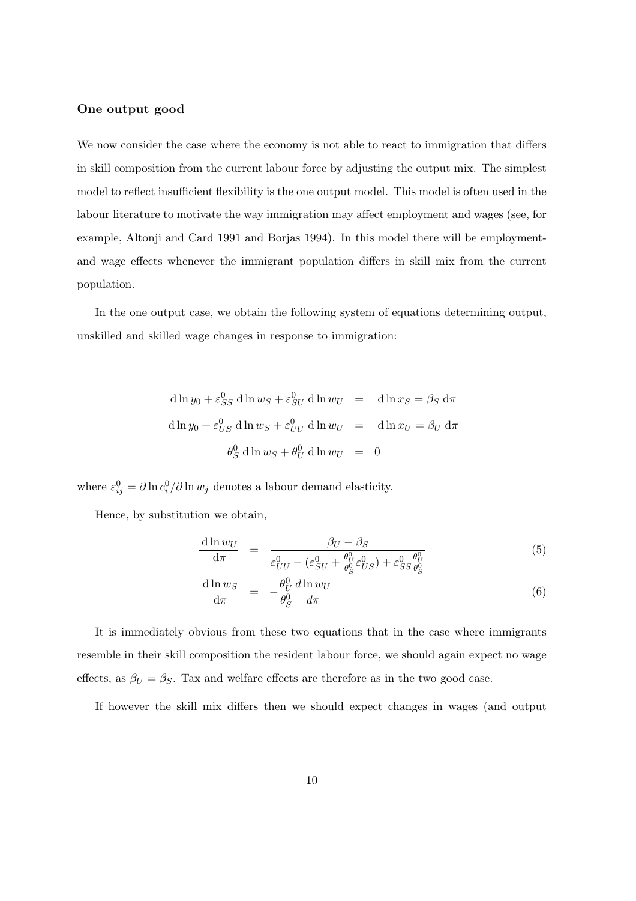### One output good

We now consider the case where the economy is not able to react to immigration that differs in skill composition from the current labour force by adjusting the output mix. The simplest model to reflect insufficient flexibility is the one output model. This model is often used in the labour literature to motivate the way immigration may affect employment and wages (see, for example, Altonji and Card 1991 and Borjas 1994). In this model there will be employment- and wage effects whenever the immigrant population differs in skill mix from the current population.

In the one output case, we obtain the following system of equations determining output, unskilled and skilled wage changes in response to immigration:

$$
\begin{aligned}
\mathrm{d}\ln y_0 + \varepsilon^0_{SS}\,\mathrm{d}\ln w_S + \varepsilon^0_{SU}\,\mathrm{d}\ln w_U &= \mathrm{d}\ln x_S = \beta_S\,\mathrm{d}\pi \\
\mathrm{d}\ln y_0 + \varepsilon^0_{US}\,\mathrm{d}\ln w_S + \varepsilon^0_{UU}\,\mathrm{d}\ln w_U &= \mathrm{d}\ln x_U = \beta_U\,\mathrm{d}\pi \\
\theta^0_S\,\mathrm{d}\ln w_S + \theta^0_U\,\mathrm{d}\ln w_U &= 0
\end{aligned}
$$

where $\varepsilon^0_{ij} = \partial \ln c^0_i / \partial \ln w_j$ denotes a labour demand elasticity.

Hence, by substitution we obtain,

$$
\frac{\mathrm{d}\ln w_U}{\mathrm{d}\pi} = \frac{\beta_U - \beta_S}{\varepsilon^0_{UU} - (\varepsilon^0_{SU} + \frac{\theta^0_U}{\theta^0_S}\varepsilon^0_{US}) + \varepsilon^0_{SS}\frac{\theta^0_U}{\theta^0_S}} \tag{5}
$$

$$
\frac{\mathrm{d}\ln w_S}{\mathrm{d}\pi} = -\frac{\theta^0_U}{\theta^0_S}\frac{d\ln w_U}{d\pi} \tag{6}
$$

It is immediately obvious from these two equations that in the case where immigrants resemble in their skill composition the resident labour force, we should again expect no wage effects, as $\beta_U = \beta_S$. Tax and welfare effects are therefore as in the two good case.

If however the skill mix differs then we should expect changes in wages (and output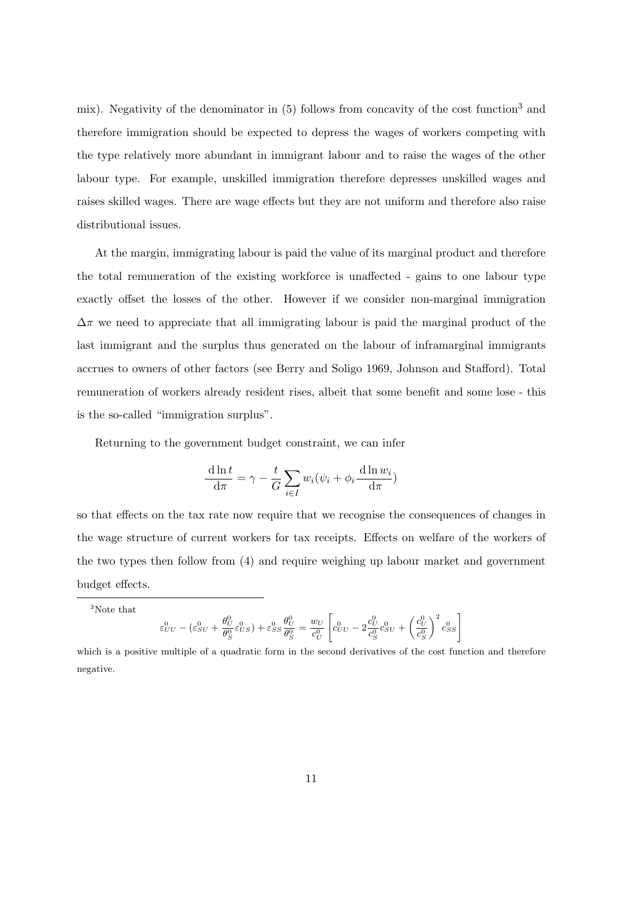mix). Negativity of the denominator in (5) follows from concavity of the cost function[3] and therefore immigration should be expected to depress the wages of workers competing with the type relatively more abundant in immigrant labour and to raise the wages of the other labour type. For example, unskilled immigration therefore depresses unskilled wages and raises skilled wages. There are wage effects but they are not uniform and therefore also raise distributional issues.

At the margin, immigrating labour is paid the value of its marginal product and therefore the total remuneration of the existing workforce is unaffected - gains to one labour type exactly offset the losses of the other. However if we consider non-marginal immigration $\Delta\pi$ we need to appreciate that all immigrating labour is paid the marginal product of the last immigrant and the surplus thus generated on the labour of inframarginal immigrants accrues to owners of other factors (see Berry and Soligo 1969, Johnson and Stafford). Total remuneration of workers already resident rises, albeit that some benefit and some lose - this is the so-called "immigration surplus".

Returning to the government budget constraint, we can infer

$$\frac{\mathrm{d}\ln t}{\mathrm{d}\pi} = \gamma - \frac{t}{G}\sum_{i\in I} w_i(\psi_i + \phi_i \frac{\mathrm{d}\ln w_i}{\mathrm{d}\pi})$$

so that effects on the tax rate now require that we recognise the consequences of changes in the wage structure of current workers for tax receipts. Effects on welfare of the workers of the two types then follow from (4) and require weighing up labour market and government budget effects.

[3]Note that

$$\varepsilon^0_{UU} - (\varepsilon^0_{SU} + \frac{\theta^0_U}{\theta^0_S}\varepsilon^0_{US}) + \varepsilon^0_{SS}\frac{\theta^0_U}{\theta^0_S} = \frac{w_U}{c^0_U}\left[c^0_{UU} - 2\frac{c^0_U}{c^0_S}c^0_{SU} + \left(\frac{c^0_U}{c^0_S}\right)^2 c^0_{SS}\right]$$

which is a positive multiple of a quadratic form in the second derivatives of the cost function and therefore negative.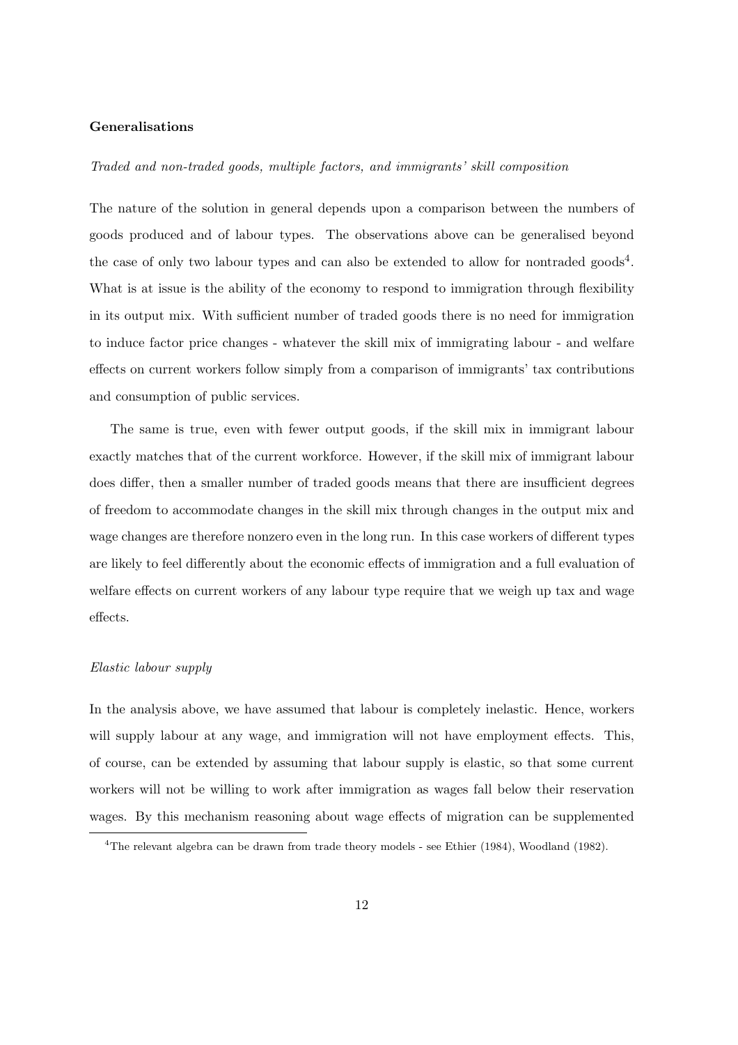**Generalisations**

*Traded and non-traded goods, multiple factors, and immigrants' skill composition*

The nature of the solution in general depends upon a comparison between the numbers of goods produced and of labour types. The observations above can be generalised beyond the case of only two labour types and can also be extended to allow for nontraded goods[4]. What is at issue is the ability of the economy to respond to immigration through flexibility in its output mix. With sufficient number of traded goods there is no need for immigration to induce factor price changes - whatever the skill mix of immigrating labour - and welfare effects on current workers follow simply from a comparison of immigrants' tax contributions and consumption of public services.

The same is true, even with fewer output goods, if the skill mix in immigrant labour exactly matches that of the current workforce. However, if the skill mix of immigrant labour does differ, then a smaller number of traded goods means that there are insufficient degrees of freedom to accommodate changes in the skill mix through changes in the output mix and wage changes are therefore nonzero even in the long run. In this case workers of different types are likely to feel differently about the economic effects of immigration and a full evaluation of welfare effects on current workers of any labour type require that we weigh up tax and wage effects.

*Elastic labour supply*

In the analysis above, we have assumed that labour is completely inelastic. Hence, workers will supply labour at any wage, and immigration will not have employment effects. This, of course, can be extended by assuming that labour supply is elastic, so that some current workers will not be willing to work after immigration as wages fall below their reservation wages. By this mechanism reasoning about wage effects of migration can be supplemented

[4]The relevant algebra can be drawn from trade theory models - see Ethier (1984), Woodland (1982).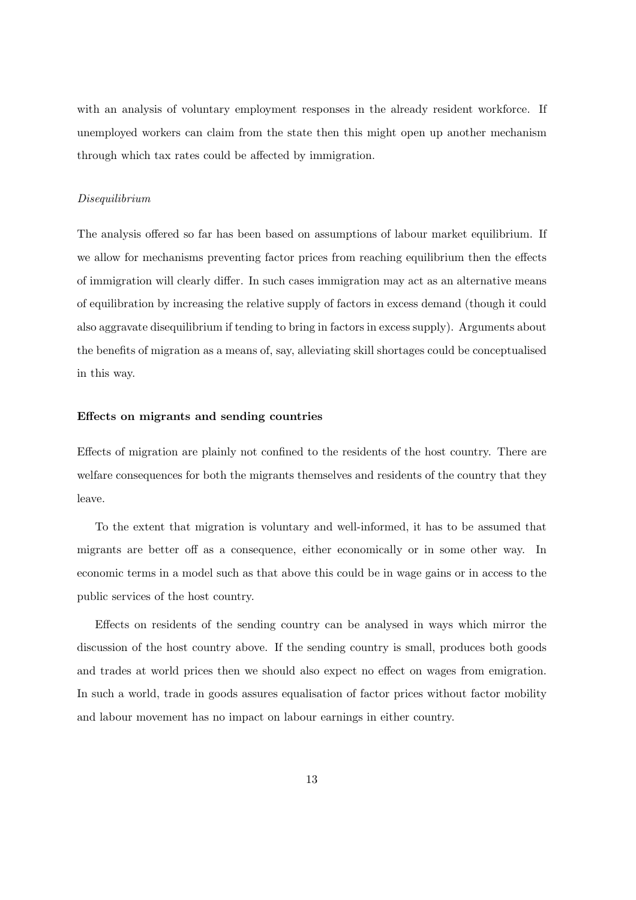with an analysis of voluntary employment responses in the already resident workforce. If unemployed workers can claim from the state then this might open up another mechanism through which tax rates could be affected by immigration.

*Disequilibrium*

The analysis offered so far has been based on assumptions of labour market equilibrium. If we allow for mechanisms preventing factor prices from reaching equilibrium then the effects of immigration will clearly differ. In such cases immigration may act as an alternative means of equilibration by increasing the relative supply of factors in excess demand (though it could also aggravate disequilibrium if tending to bring in factors in excess supply). Arguments about the benefits of migration as a means of, say, alleviating skill shortages could be conceptualised in this way.

**Effects on migrants and sending countries**

Effects of migration are plainly not confined to the residents of the host country. There are welfare consequences for both the migrants themselves and residents of the country that they leave.

To the extent that migration is voluntary and well-informed, it has to be assumed that migrants are better off as a consequence, either economically or in some other way. In economic terms in a model such as that above this could be in wage gains or in access to the public services of the host country.

Effects on residents of the sending country can be analysed in ways which mirror the discussion of the host country above. If the sending country is small, produces both goods and trades at world prices then we should also expect no effect on wages from emigration. In such a world, trade in goods assures equalisation of factor prices without factor mobility and labour movement has no impact on labour earnings in either country.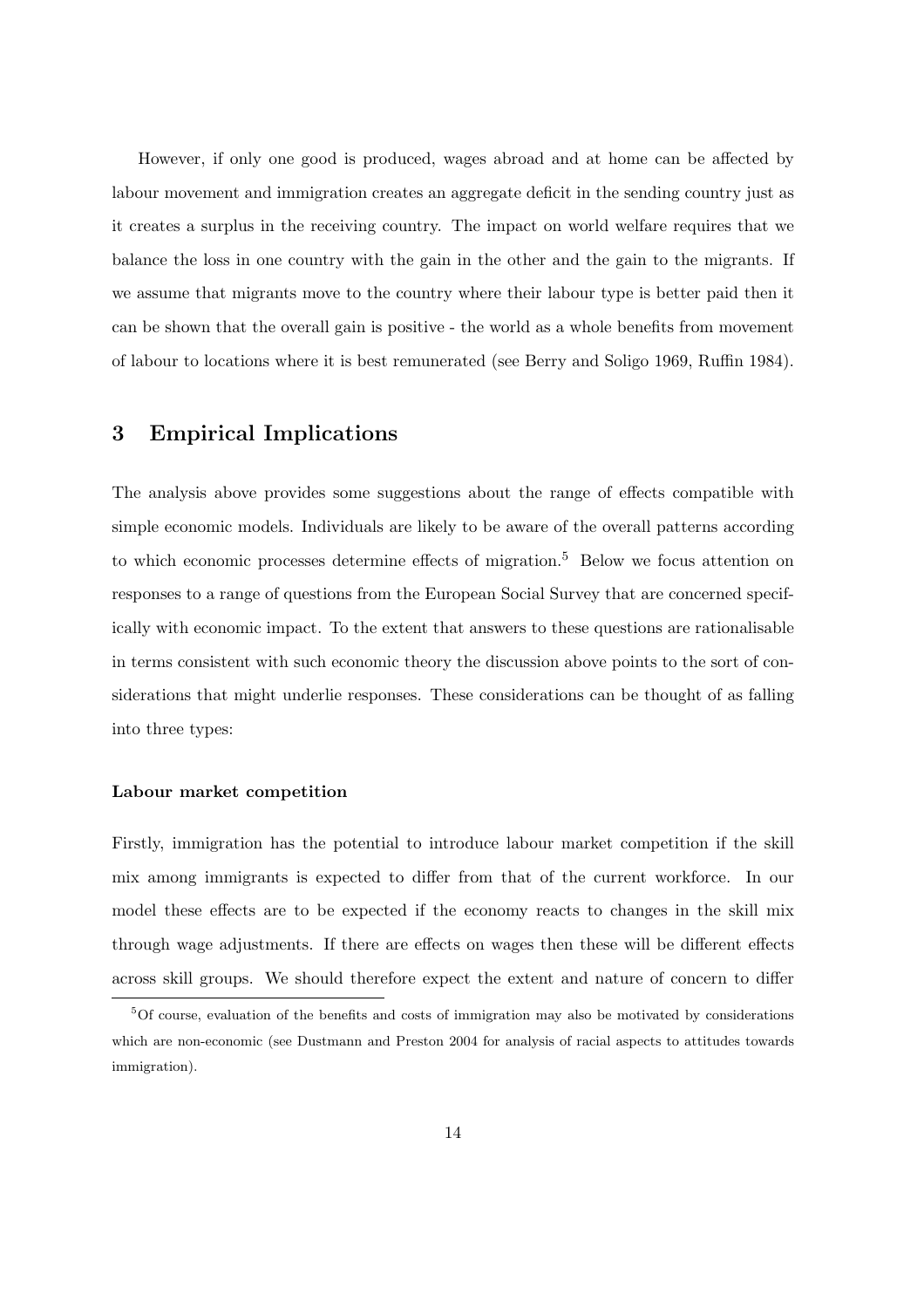However, if only one good is produced, wages abroad and at home can be affected by labour movement and immigration creates an aggregate deficit in the sending country just as it creates a surplus in the receiving country. The impact on world welfare requires that we balance the loss in one country with the gain in the other and the gain to the migrants. If we assume that migrants move to the country where their labour type is better paid then it can be shown that the overall gain is positive - the world as a whole benefits from movement of labour to locations where it is best remunerated (see Berry and Soligo 1969, Ruffin 1984).

## 3 Empirical Implications

The analysis above provides some suggestions about the range of effects compatible with simple economic models. Individuals are likely to be aware of the overall patterns according to which economic processes determine effects of migration.[5] Below we focus attention on responses to a range of questions from the European Social Survey that are concerned specifically with economic impact. To the extent that answers to these questions are rationalisable in terms consistent with such economic theory the discussion above points to the sort of considerations that might underlie responses. These considerations can be thought of as falling into three types:

#### Labour market competition

Firstly, immigration has the potential to introduce labour market competition if the skill mix among immigrants is expected to differ from that of the current workforce. In our model these effects are to be expected if the economy reacts to changes in the skill mix through wage adjustments. If there are effects on wages then these will be different effects across skill groups. We should therefore expect the extent and nature of concern to differ

[5] Of course, evaluation of the benefits and costs of immigration may also be motivated by considerations which are non-economic (see Dustmann and Preston 2004 for analysis of racial aspects to attitudes towards immigration).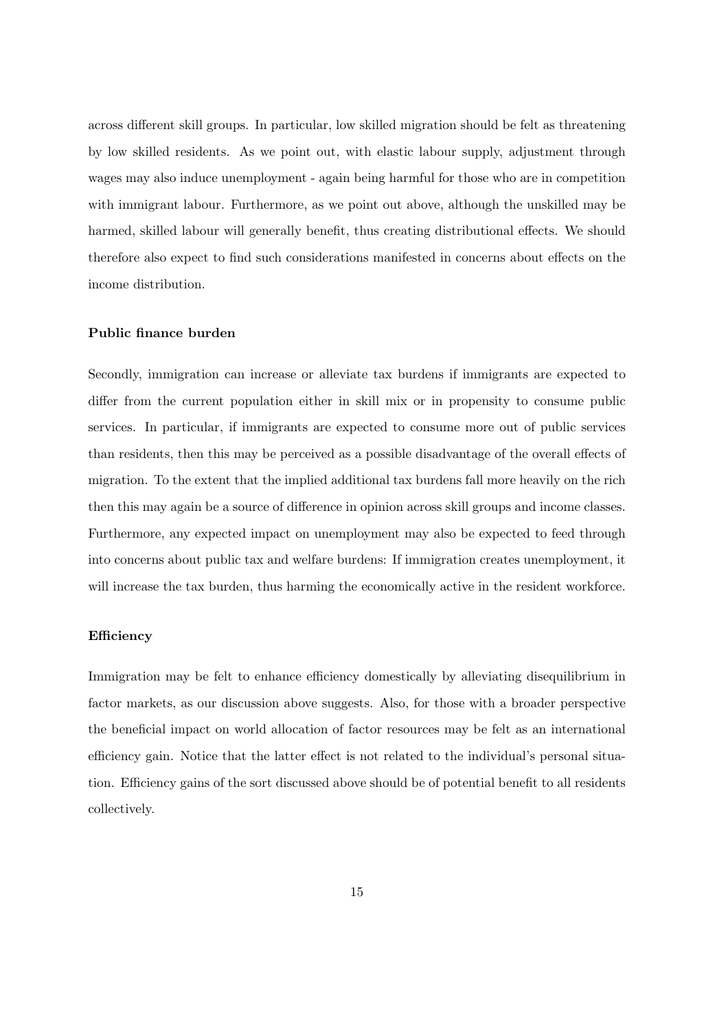across different skill groups. In particular, low skilled migration should be felt as threatening by low skilled residents. As we point out, with elastic labour supply, adjustment through wages may also induce unemployment - again being harmful for those who are in competition with immigrant labour. Furthermore, as we point out above, although the unskilled may be harmed, skilled labour will generally benefit, thus creating distributional effects. We should therefore also expect to find such considerations manifested in concerns about effects on the income distribution.

#### Public finance burden

Secondly, immigration can increase or alleviate tax burdens if immigrants are expected to differ from the current population either in skill mix or in propensity to consume public services. In particular, if immigrants are expected to consume more out of public services than residents, then this may be perceived as a possible disadvantage of the overall effects of migration. To the extent that the implied additional tax burdens fall more heavily on the rich then this may again be a source of difference in opinion across skill groups and income classes. Furthermore, any expected impact on unemployment may also be expected to feed through into concerns about public tax and welfare burdens: If immigration creates unemployment, it will increase the tax burden, thus harming the economically active in the resident workforce.

#### Efficiency

Immigration may be felt to enhance efficiency domestically by alleviating disequilibrium in factor markets, as our discussion above suggests. Also, for those with a broader perspective the beneficial impact on world allocation of factor resources may be felt as an international efficiency gain. Notice that the latter effect is not related to the individual's personal situation. Efficiency gains of the sort discussed above should be of potential benefit to all residents collectively.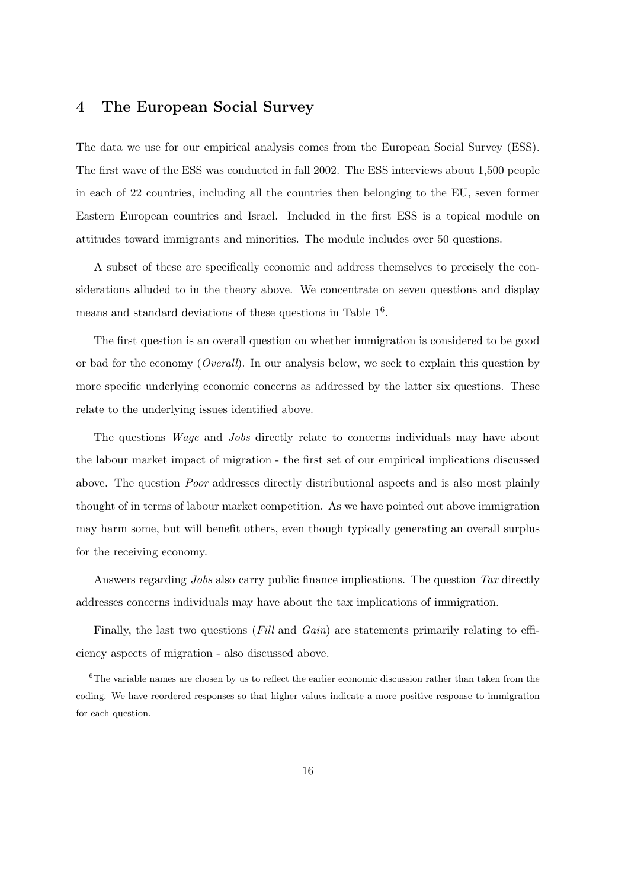## 4 The European Social Survey

The data we use for our empirical analysis comes from the European Social Survey (ESS). The first wave of the ESS was conducted in fall 2002. The ESS interviews about 1,500 people in each of 22 countries, including all the countries then belonging to the EU, seven former Eastern European countries and Israel. Included in the first ESS is a topical module on attitudes toward immigrants and minorities. The module includes over 50 questions.

A subset of these are specifically economic and address themselves to precisely the considerations alluded to in the theory above. We concentrate on seven questions and display means and standard deviations of these questions in Table 1[6].

The first question is an overall question on whether immigration is considered to be good or bad for the economy (*Overall*). In our analysis below, we seek to explain this question by more specific underlying economic concerns as addressed by the latter six questions. These relate to the underlying issues identified above.

The questions *Wage* and *Jobs* directly relate to concerns individuals may have about the labour market impact of migration - the first set of our empirical implications discussed above. The question *Poor* addresses directly distributional aspects and is also most plainly thought of in terms of labour market competition. As we have pointed out above immigration may harm some, but will benefit others, even though typically generating an overall surplus for the receiving economy.

Answers regarding *Jobs* also carry public finance implications. The question *Tax* directly addresses concerns individuals may have about the tax implications of immigration.

Finally, the last two questions (*Fill* and *Gain*) are statements primarily relating to efficiency aspects of migration - also discussed above.

[6] The variable names are chosen by us to reflect the earlier economic discussion rather than taken from the coding. We have reordered responses so that higher values indicate a more positive response to immigration for each question.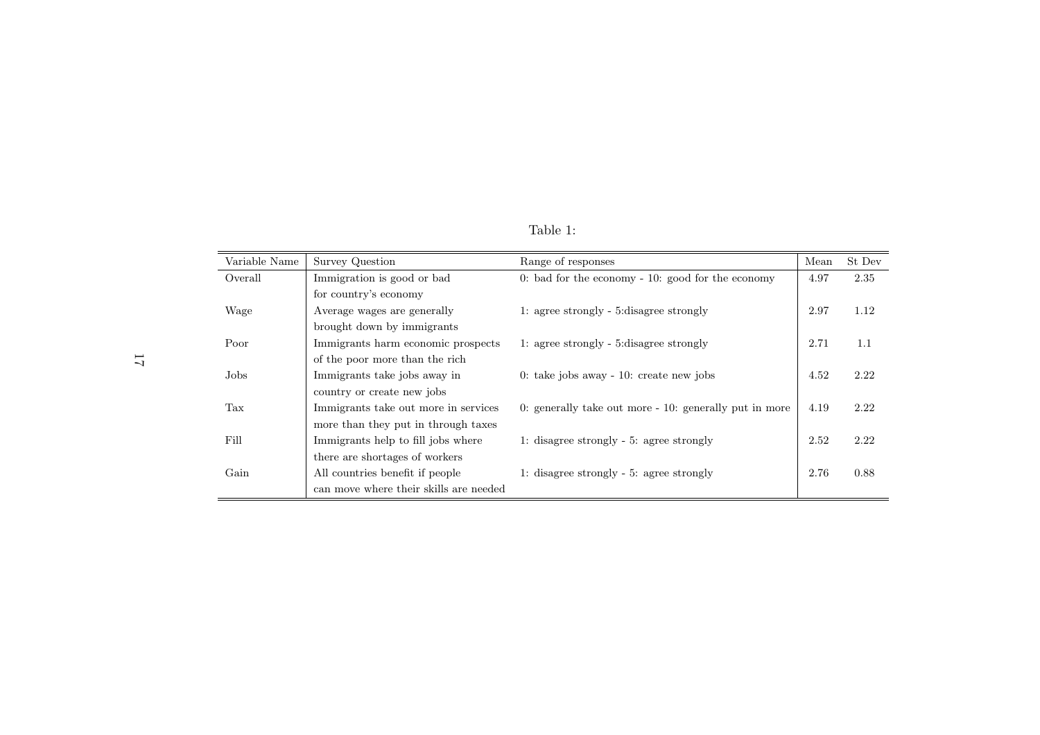Table 1:

| Variable Name | Survey Question | Range of responses | Mean | St Dev |
|---|---|---|---|---|
| Overall | Immigration is good or bad for country's economy | 0: bad for the economy - 10: good for the economy | 4.97 | 2.35 |
| Wage | Average wages are generally brought down by immigrants | 1: agree strongly - 5:disagree strongly | 2.97 | 1.12 |
| Poor | Immigrants harm economic prospects of the poor more than the rich | 1: agree strongly - 5:disagree strongly | 2.71 | 1.1 |
| Jobs | Immigrants take jobs away in country or create new jobs | 0: take jobs away - 10: create new jobs | 4.52 | 2.22 |
| Tax | Immigrants take out more in services more than they put in through taxes | 0: generally take out more - 10: generally put in more | 4.19 | 2.22 |
| Fill | Immigrants help to fill jobs where there are shortages of workers | 1: disagree strongly - 5: agree strongly | 2.52 | 2.22 |
| Gain | All countries benefit if people can move where their skills are needed | 1: disagree strongly - 5: agree strongly | 2.76 | 0.88 |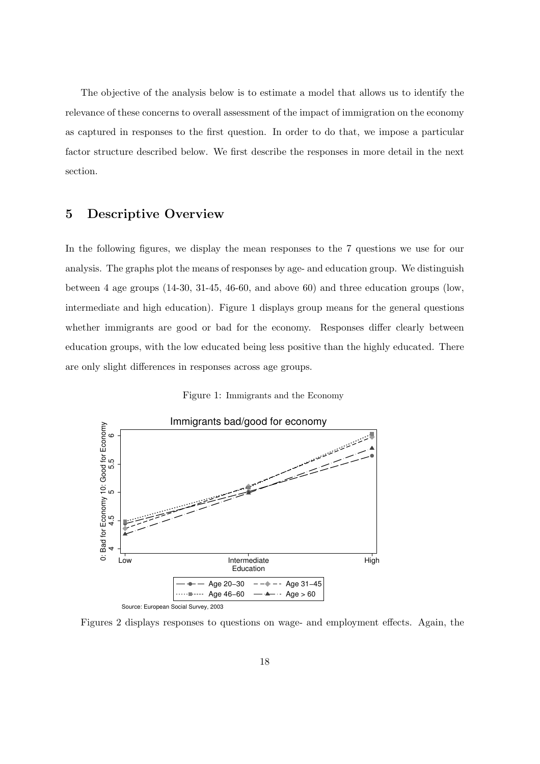The objective of the analysis below is to estimate a model that allows us to identify the relevance of these concerns to overall assessment of the impact of immigration on the economy as captured in responses to the first question. In order to do that, we impose a particular factor structure described below. We first describe the responses in more detail in the next section.

## 5 Descriptive Overview

In the following figures, we display the mean responses to the 7 questions we use for our analysis. The graphs plot the means of responses by age- and education group. We distinguish between 4 age groups (14-30, 31-45, 46-60, and above 60) and three education groups (low, intermediate and high education). Figure 1 displays group means for the general questions whether immigrants are good or bad for the economy. Responses differ clearly between education groups, with the low educated being less positive than the highly educated. There are only slight differences in responses across age groups.

Figure 1: Immigrants and the Economy

Figures 2 displays responses to questions on wage- and employment effects. Again, the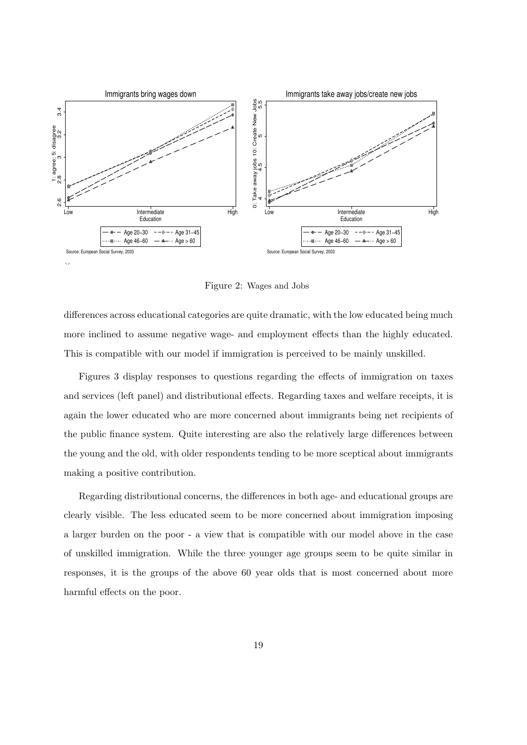Figure 2: Wages and Jobs

differences across educational categories are quite dramatic, with the low educated being much more inclined to assume negative wage- and employment effects than the highly educated. This is compatible with our model if immigration is perceived to be mainly unskilled.

Figures 3 display responses to questions regarding the effects of immigration on taxes and services (left panel) and distributional effects. Regarding taxes and welfare receipts, it is again the lower educated who are more concerned about immigrants being net recipients of the public finance system. Quite interesting are also the relatively large differences between the young and the old, with older respondents tending to be more sceptical about immigrants making a positive contribution.

Regarding distributional concerns, the differences in both age- and educational groups are clearly visible. The less educated seem to be more concerned about immigration imposing a larger burden on the poor - a view that is compatible with our model above in the case of unskilled immigration. While the three younger age groups seem to be quite similar in responses, it is the groups of the above 60 year olds that is most concerned about more harmful effects on the poor.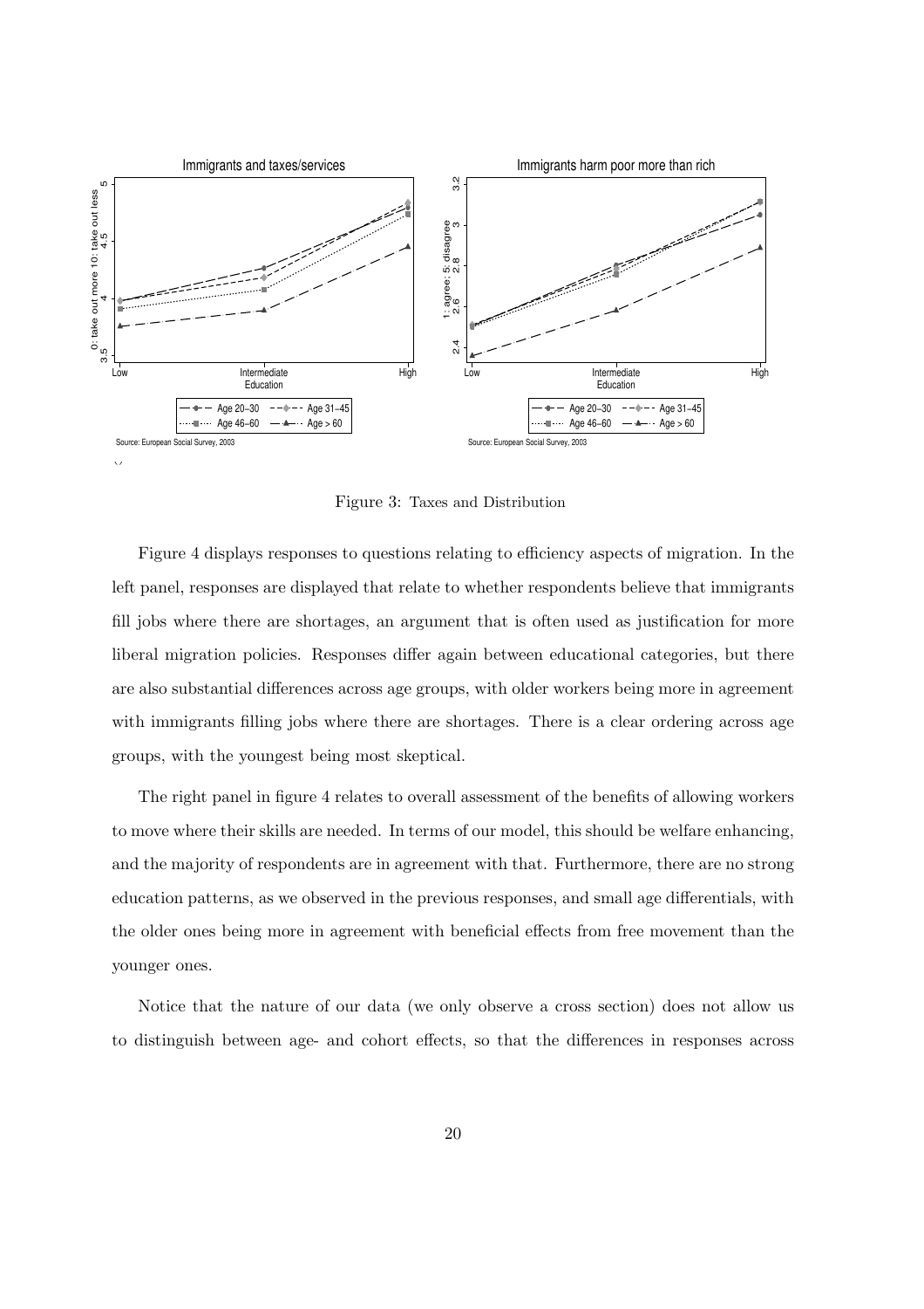Figure 3: Taxes and Distribution

Figure 4 displays responses to questions relating to efficiency aspects of migration. In the left panel, responses are displayed that relate to whether respondents believe that immigrants fill jobs where there are shortages, an argument that is often used as justification for more liberal migration policies. Responses differ again between educational categories, but there are also substantial differences across age groups, with older workers being more in agreement with immigrants filling jobs where there are shortages. There is a clear ordering across age groups, with the youngest being most skeptical.

The right panel in figure 4 relates to overall assessment of the benefits of allowing workers to move where their skills are needed. In terms of our model, this should be welfare enhancing, and the majority of respondents are in agreement with that. Furthermore, there are no strong education patterns, as we observed in the previous responses, and small age differentials, with the older ones being more in agreement with beneficial effects from free movement than the younger ones.

Notice that the nature of our data (we only observe a cross section) does not allow us to distinguish between age- and cohort effects, so that the differences in responses across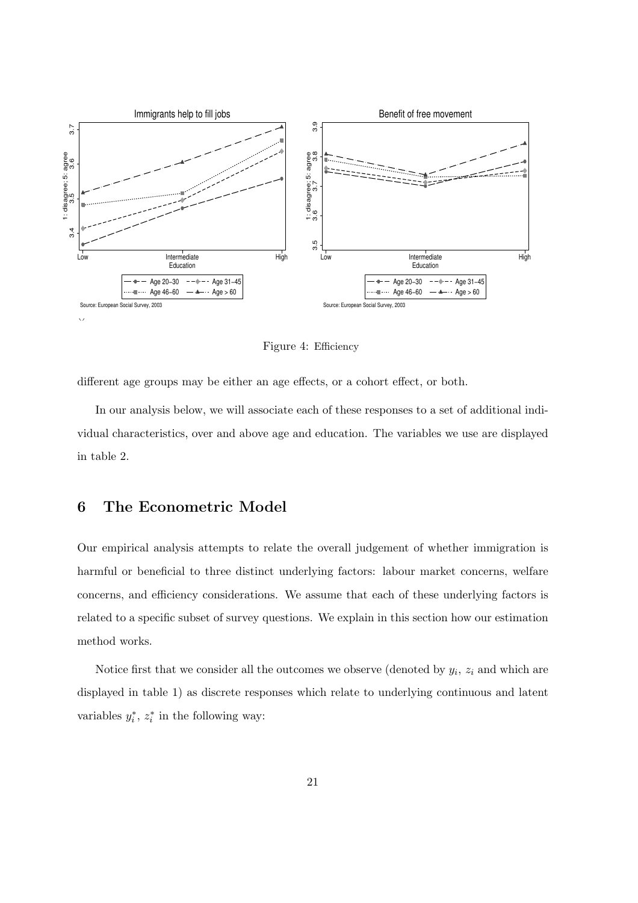Figure 4: Efficiency

different age groups may be either an age effects, or a cohort effect, or both.

In our analysis below, we will associate each of these responses to a set of additional individual characteristics, over and above age and education. The variables we use are displayed in table 2.

## 6 The Econometric Model

Our empirical analysis attempts to relate the overall judgement of whether immigration is harmful or beneficial to three distinct underlying factors: labour market concerns, welfare concerns, and efficiency considerations. We assume that each of these underlying factors is related to a specific subset of survey questions. We explain in this section how our estimation method works.

Notice first that we consider all the outcomes we observe (denoted by $y_i$, $z_i$ and which are displayed in table 1) as discrete responses which relate to underlying continuous and latent variables $y_i^*$, $z_i^*$ in the following way: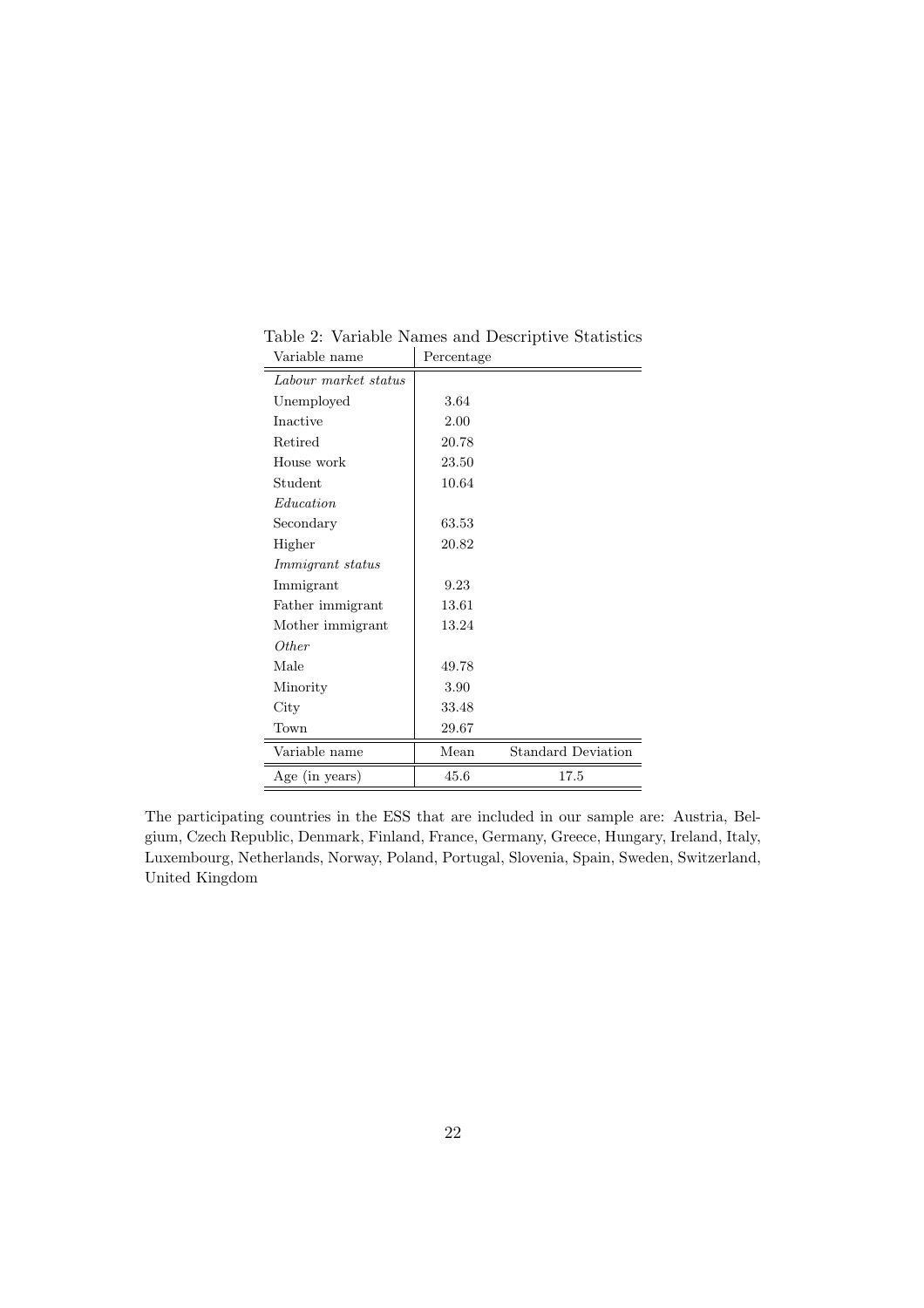Table 2: Variable Names and Descriptive Statistics

| Variable name | Percentage | |
|---|---|---|
| *Labour market status* | | |
| Unemployed | 3.64 | |
| Inactive | 2.00 | |
| Retired | 20.78 | |
| House work | 23.50 | |
| Student | 10.64 | |
| *Education* | | |
| Secondary | 63.53 | |
| Higher | 20.82 | |
| *Immigrant status* | | |
| Immigrant | 9.23 | |
| Father immigrant | 13.61 | |
| Mother immigrant | 13.24 | |
| *Other* | | |
| Male | 49.78 | |
| Minority | 3.90 | |
| City | 33.48 | |
| Town | 29.67 | |
| **Variable name** | **Mean** | **Standard Deviation** |
| Age (in years) | 45.6 | 17.5 |

The participating countries in the ESS that are included in our sample are: Austria, Belgium, Czech Republic, Denmark, Finland, France, Germany, Greece, Hungary, Ireland, Italy, Luxembourg, Netherlands, Norway, Poland, Portugal, Slovenia, Spain, Sweden, Switzerland, United Kingdom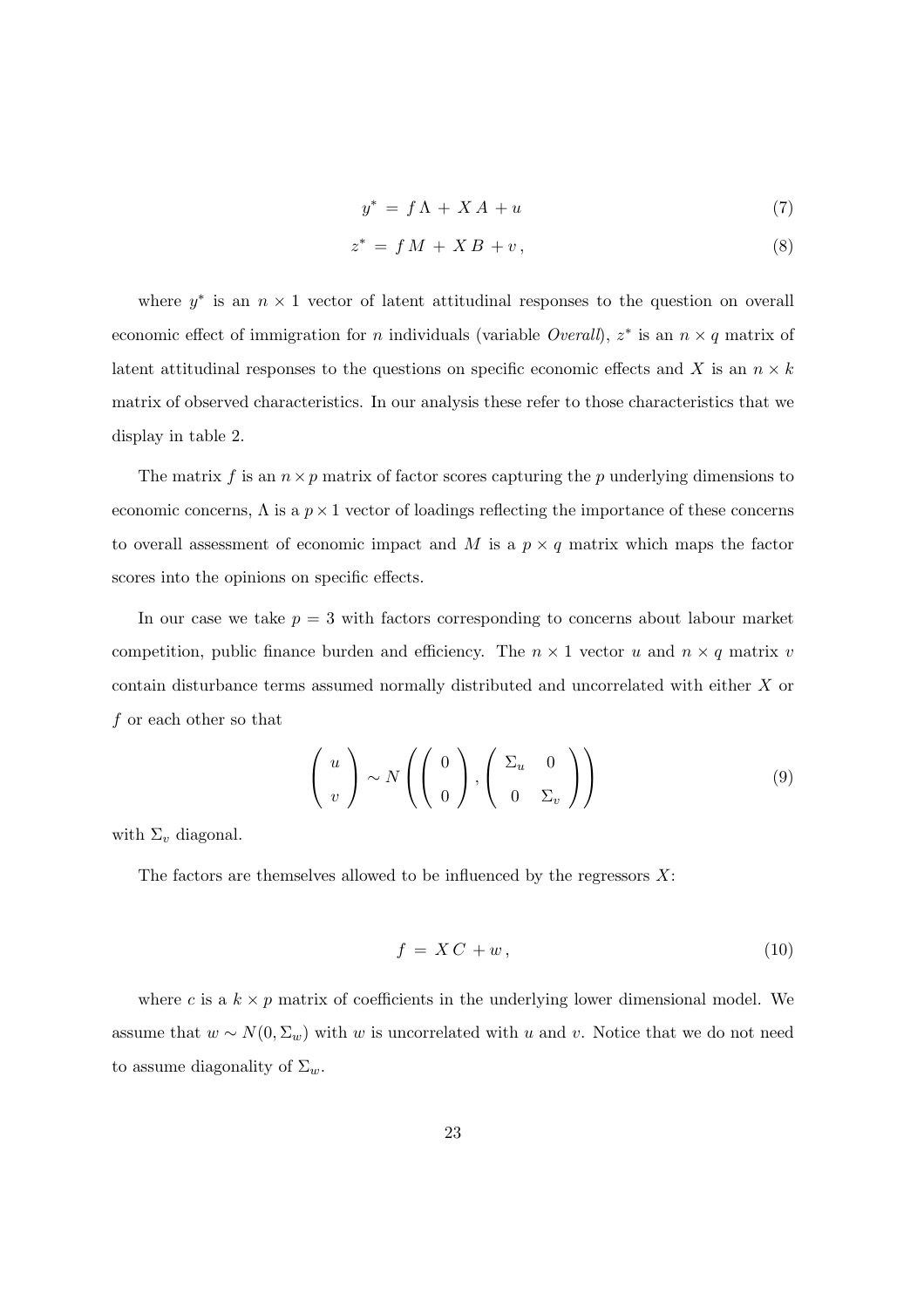$$y^* = f\,\Lambda + X\,A + u \tag{7}$$

$$z^* = f\,M + X\,B + v\,, \tag{8}$$

where $y^*$ is an $n \times 1$ vector of latent attitudinal responses to the question on overall economic effect of immigration for $n$ individuals (variable *Overall*), $z^*$ is an $n \times q$ matrix of latent attitudinal responses to the questions on specific economic effects and $X$ is an $n \times k$ matrix of observed characteristics. In our analysis these refer to those characteristics that we display in table 2.

The matrix $f$ is an $n \times p$ matrix of factor scores capturing the $p$ underlying dimensions to economic concerns, $\Lambda$ is a $p \times 1$ vector of loadings reflecting the importance of these concerns to overall assessment of economic impact and $M$ is a $p \times q$ matrix which maps the factor scores into the opinions on specific effects.

In our case we take $p = 3$ with factors corresponding to concerns about labour market competition, public finance burden and efficiency. The $n \times 1$ vector $u$ and $n \times q$ matrix $v$ contain disturbance terms assumed normally distributed and uncorrelated with either $X$ or $f$ or each other so that

$$\begin{pmatrix} u \\ v \end{pmatrix} \sim N\left( \begin{pmatrix} 0 \\ 0 \end{pmatrix}, \begin{pmatrix} \Sigma_u & 0 \\ 0 & \Sigma_v \end{pmatrix} \right) \tag{9}$$

with $\Sigma_v$ diagonal.

The factors are themselves allowed to be influenced by the regressors $X$:

$$f = X\,C + w\,, \tag{10}$$

where $c$ is a $k \times p$ matrix of coefficients in the underlying lower dimensional model. We assume that $w \sim N(0, \Sigma_w)$ with $w$ is uncorrelated with $u$ and $v$. Notice that we do not need to assume diagonality of $\Sigma_w$.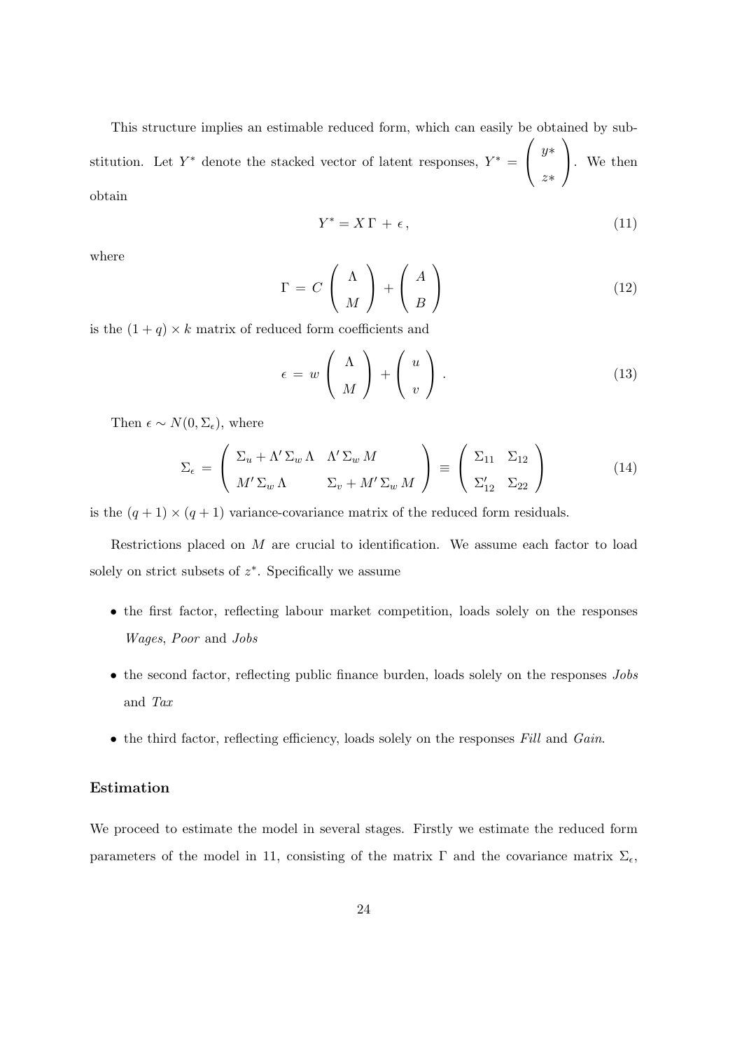This structure implies an estimable reduced form, which can easily be obtained by substitution. Let $Y^*$ denote the stacked vector of latent responses, $Y^* = \begin{pmatrix} y* \\ z* \end{pmatrix}$. We then obtain

$$Y^* = X\,\Gamma \,+\, \epsilon\,, \tag{11}$$

where

$$\Gamma \,=\, C \begin{pmatrix} \Lambda \\ M \end{pmatrix} + \begin{pmatrix} A \\ B \end{pmatrix} \tag{12}$$

is the $(1+q) \times k$ matrix of reduced form coefficients and

$$\epsilon \,=\, w \begin{pmatrix} \Lambda \\ M \end{pmatrix} + \begin{pmatrix} u \\ v \end{pmatrix}. \tag{13}$$

Then $\epsilon \sim N(0, \Sigma_\epsilon)$, where

$$\Sigma_\epsilon \,=\, \begin{pmatrix} \Sigma_u + \Lambda' \,\Sigma_w \,\Lambda & \Lambda' \,\Sigma_w \,M \\ M' \,\Sigma_w \,\Lambda & \Sigma_v + M' \,\Sigma_w \,M \end{pmatrix} \equiv \begin{pmatrix} \Sigma_{11} & \Sigma_{12} \\ \Sigma_{12}' & \Sigma_{22} \end{pmatrix} \tag{14}$$

is the $(q+1) \times (q+1)$ variance-covariance matrix of the reduced form residuals.

Restrictions placed on $M$ are crucial to identification. We assume each factor to load solely on strict subsets of $z^*$. Specifically we assume

- the first factor, reflecting labour market competition, loads solely on the responses *Wages*, *Poor* and *Jobs*
- the second factor, reflecting public finance burden, loads solely on the responses *Jobs* and *Tax*
- the third factor, reflecting efficiency, loads solely on the responses *Fill* and *Gain*.

### Estimation

We proceed to estimate the model in several stages. Firstly we estimate the reduced form parameters of the model in 11, consisting of the matrix $\Gamma$ and the covariance matrix $\Sigma_\epsilon$,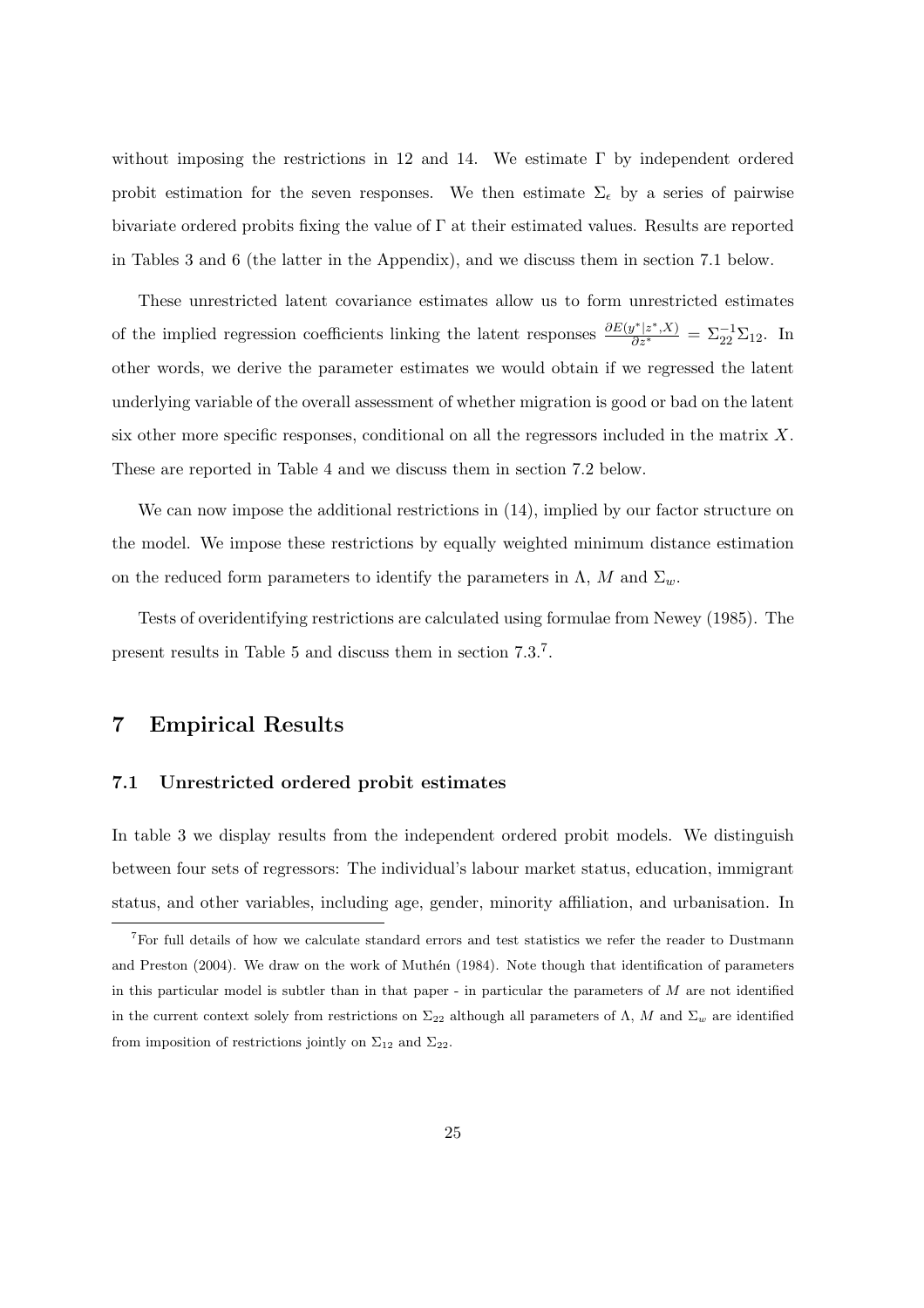without imposing the restrictions in 12 and 14. We estimate $\Gamma$ by independent ordered probit estimation for the seven responses. We then estimate $\Sigma_\epsilon$ by a series of pairwise bivariate ordered probits fixing the value of $\Gamma$ at their estimated values. Results are reported in Tables 3 and 6 (the latter in the Appendix), and we discuss them in section 7.1 below.

These unrestricted latent covariance estimates allow us to form unrestricted estimates of the implied regression coefficients linking the latent responses $\frac{\partial E(y^*|z^*,X)}{\partial z^*} = \Sigma_{22}^{-1}\Sigma_{12}$. In other words, we derive the parameter estimates we would obtain if we regressed the latent underlying variable of the overall assessment of whether migration is good or bad on the latent six other more specific responses, conditional on all the regressors included in the matrix $X$. These are reported in Table 4 and we discuss them in section 7.2 below.

We can now impose the additional restrictions in (14), implied by our factor structure on the model. We impose these restrictions by equally weighted minimum distance estimation on the reduced form parameters to identify the parameters in $\Lambda$, $M$ and $\Sigma_w$.

Tests of overidentifying restrictions are calculated using formulae from Newey (1985). The present results in Table 5 and discuss them in section 7.3.[7].

## 7 Empirical Results

### 7.1 Unrestricted ordered probit estimates

In table 3 we display results from the independent ordered probit models. We distinguish between four sets of regressors: The individual's labour market status, education, immigrant status, and other variables, including age, gender, minority affiliation, and urbanisation. In

[7]For full details of how we calculate standard errors and test statistics we refer the reader to Dustmann and Preston (2004). We draw on the work of Muthén (1984). Note though that identification of parameters in this particular model is subtler than in that paper - in particular the parameters of $M$ are not identified in the current context solely from restrictions on $\Sigma_{22}$ although all parameters of $\Lambda$, $M$ and $\Sigma_w$ are identified from imposition of restrictions jointly on $\Sigma_{12}$ and $\Sigma_{22}$.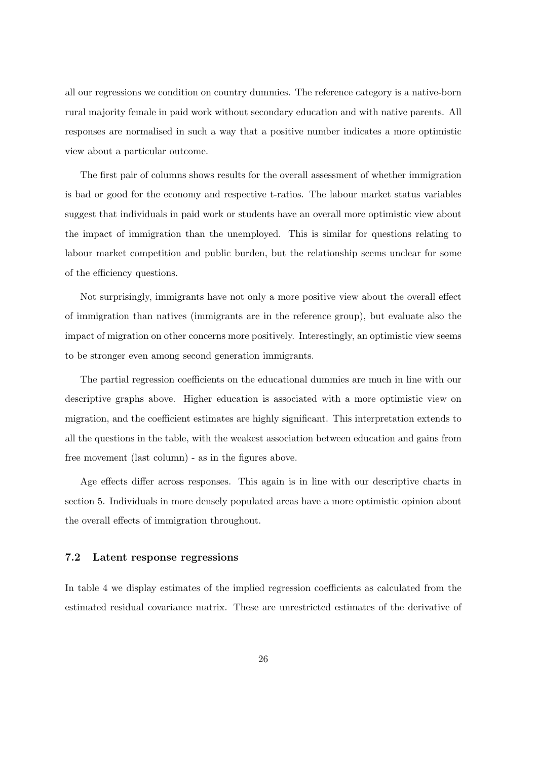all our regressions we condition on country dummies. The reference category is a native-born rural majority female in paid work without secondary education and with native parents. All responses are normalised in such a way that a positive number indicates a more optimistic view about a particular outcome.

The first pair of columns shows results for the overall assessment of whether immigration is bad or good for the economy and respective t-ratios. The labour market status variables suggest that individuals in paid work or students have an overall more optimistic view about the impact of immigration than the unemployed. This is similar for questions relating to labour market competition and public burden, but the relationship seems unclear for some of the efficiency questions.

Not surprisingly, immigrants have not only a more positive view about the overall effect of immigration than natives (immigrants are in the reference group), but evaluate also the impact of migration on other concerns more positively. Interestingly, an optimistic view seems to be stronger even among second generation immigrants.

The partial regression coefficients on the educational dummies are much in line with our descriptive graphs above. Higher education is associated with a more optimistic view on migration, and the coefficient estimates are highly significant. This interpretation extends to all the questions in the table, with the weakest association between education and gains from free movement (last column) - as in the figures above.

Age effects differ across responses. This again is in line with our descriptive charts in section 5. Individuals in more densely populated areas have a more optimistic opinion about the overall effects of immigration throughout.

### 7.2 Latent response regressions

In table 4 we display estimates of the implied regression coefficients as calculated from the estimated residual covariance matrix. These are unrestricted estimates of the derivative of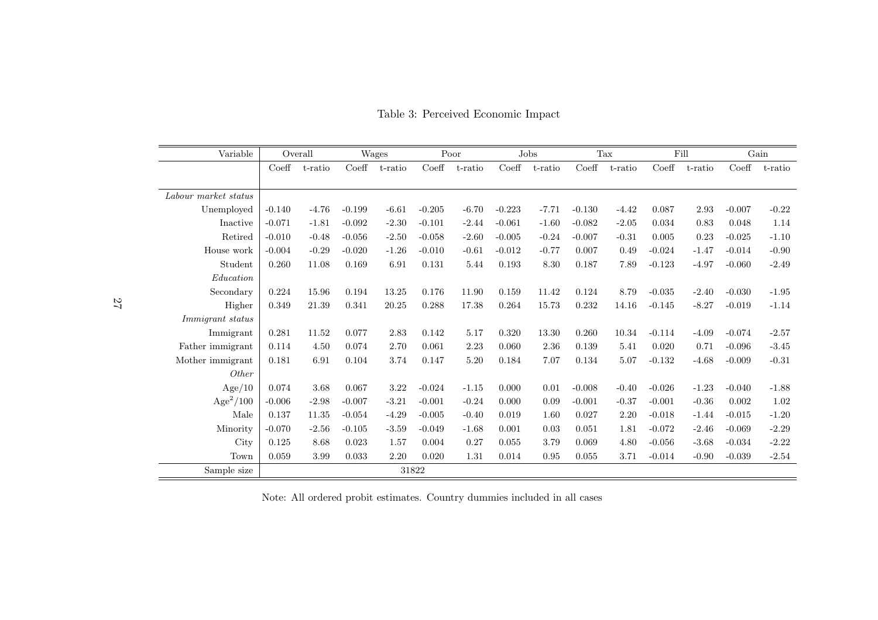Table 3: Perceived Economic Impact

| Variable | Overall | | Wages | | Poor | | Jobs | | Tax | | Fill | | Gain | |
|---|---|---|---|---|---|---|---|---|---|---|---|---|---|---|
| | Coeff | t-ratio | Coeff | t-ratio | Coeff | t-ratio | Coeff | t-ratio | Coeff | t-ratio | Coeff | t-ratio | Coeff | t-ratio |
| *Labour market status* | | | | | | | | | | | | | | |
| Unemployed | -0.140 | -4.76 | -0.199 | -6.61 | -0.205 | -6.70 | -0.223 | -7.71 | -0.130 | -4.42 | 0.087 | 2.93 | -0.007 | -0.22 |
| Inactive | -0.071 | -1.81 | -0.092 | -2.30 | -0.101 | -2.44 | -0.061 | -1.60 | -0.082 | -2.05 | 0.034 | 0.83 | 0.048 | 1.14 |
| Retired | -0.010 | -0.48 | -0.056 | -2.50 | -0.058 | -2.60 | -0.005 | -0.24 | -0.007 | -0.31 | 0.005 | 0.23 | -0.025 | -1.10 |
| House work | -0.004 | -0.29 | -0.020 | -1.26 | -0.010 | -0.61 | -0.012 | -0.77 | 0.007 | 0.49 | -0.024 | -1.47 | -0.014 | -0.90 |
| Student | 0.260 | 11.08 | 0.169 | 6.91 | 0.131 | 5.44 | 0.193 | 8.30 | 0.187 | 7.89 | -0.123 | -4.97 | -0.060 | -2.49 |
| *Education* | | | | | | | | | | | | | | |
| Secondary | 0.224 | 15.96 | 0.194 | 13.25 | 0.176 | 11.90 | 0.159 | 11.42 | 0.124 | 8.79 | -0.035 | -2.40 | -0.030 | -1.95 |
| Higher | 0.349 | 21.39 | 0.341 | 20.25 | 0.288 | 17.38 | 0.264 | 15.73 | 0.232 | 14.16 | -0.145 | -8.27 | -0.019 | -1.14 |
| *Immigrant status* | | | | | | | | | | | | | | |
| Immigrant | 0.281 | 11.52 | 0.077 | 2.83 | 0.142 | 5.17 | 0.320 | 13.30 | 0.260 | 10.34 | -0.114 | -4.09 | -0.074 | -2.57 |
| Father immigrant | 0.114 | 4.50 | 0.074 | 2.70 | 0.061 | 2.23 | 0.060 | 2.36 | 0.139 | 5.41 | 0.020 | 0.71 | -0.096 | -3.45 |
| Mother immigrant | 0.181 | 6.91 | 0.104 | 3.74 | 0.147 | 5.20 | 0.184 | 7.07 | 0.134 | 5.07 | -0.132 | -4.68 | -0.009 | -0.31 |
| *Other* | | | | | | | | | | | | | | |
| Age/10 | 0.074 | 3.68 | 0.067 | 3.22 | -0.024 | -1.15 | 0.000 | 0.01 | -0.008 | -0.40 | -0.026 | -1.23 | -0.040 | -1.88 |
| $\text{Age}^2/100$ | -0.006 | -2.98 | -0.007 | -3.21 | -0.001 | -0.24 | 0.000 | 0.09 | -0.001 | -0.37 | -0.001 | -0.36 | 0.002 | 1.02 |
| Male | 0.137 | 11.35 | -0.054 | -4.29 | -0.005 | -0.40 | 0.019 | 1.60 | 0.027 | 2.20 | -0.018 | -1.44 | -0.015 | -1.20 |
| Minority | -0.070 | -2.56 | -0.105 | -3.59 | -0.049 | -1.68 | 0.001 | 0.03 | 0.051 | 1.81 | -0.072 | -2.46 | -0.069 | -2.29 |
| City | 0.125 | 8.68 | 0.023 | 1.57 | 0.004 | 0.27 | 0.055 | 3.79 | 0.069 | 4.80 | -0.056 | -3.68 | -0.034 | -2.22 |
| Town | 0.059 | 3.99 | 0.033 | 2.20 | 0.020 | 1.31 | 0.014 | 0.95 | 0.055 | 3.71 | -0.014 | -0.90 | -0.039 | -2.54 |
| Sample size | | | | | 31822 | | | | | | | | | |

Note: All ordered probit estimates. Country dummies included in all cases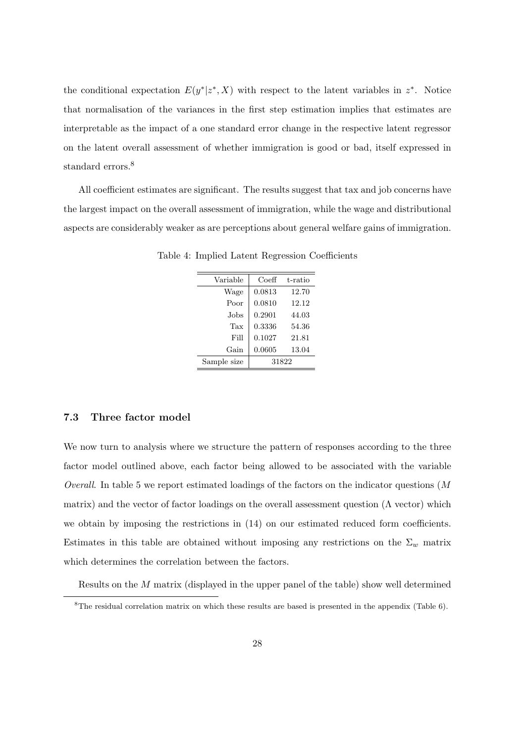the conditional expectation $E(y^*|z^*, X)$ with respect to the latent variables in $z^*$. Notice that normalisation of the variances in the first step estimation implies that estimates are interpretable as the impact of a one standard error change in the respective latent regressor on the latent overall assessment of whether immigration is good or bad, itself expressed in standard errors.[8]

All coefficient estimates are significant. The results suggest that tax and job concerns have the largest impact on the overall assessment of immigration, while the wage and distributional aspects are considerably weaker as are perceptions about general welfare gains of immigration.

Table 4: Implied Latent Regression Coefficients

| Variable | Coeff | t-ratio |
|---|---|---|
| Wage | 0.0813 | 12.70 |
| Poor | 0.0810 | 12.12 |
| Jobs | 0.2901 | 44.03 |
| Tax | 0.3336 | 54.36 |
| Fill | 0.1027 | 21.81 |
| Gain | 0.0605 | 13.04 |
| Sample size | 31822 | |

### 7.3 Three factor model

We now turn to analysis where we structure the pattern of responses according to the three factor model outlined above, each factor being allowed to be associated with the variable *Overall*. In table 5 we report estimated loadings of the factors on the indicator questions ($M$ matrix) and the vector of factor loadings on the overall assessment question ($\Lambda$ vector) which we obtain by imposing the restrictions in (14) on our estimated reduced form coefficients. Estimates in this table are obtained without imposing any restrictions on the $\Sigma_w$ matrix which determines the correlation between the factors.

Results on the $M$ matrix (displayed in the upper panel of the table) show well determined

[8] The residual correlation matrix on which these results are based is presented in the appendix (Table 6).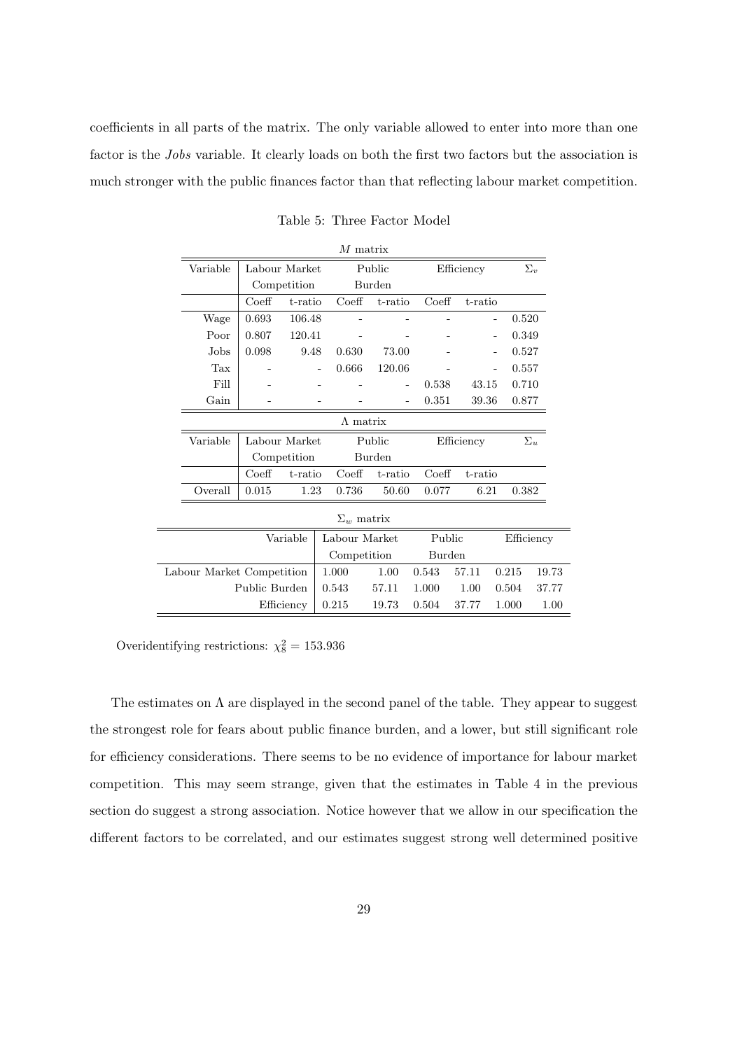coefficients in all parts of the matrix. The only variable allowed to enter into more than one factor is the *Jobs* variable. It clearly loads on both the first two factors but the association is much stronger with the public finances factor than that reflecting labour market competition.

Table 5: Three Factor Model

$M$ matrix

| Variable | Labour Market Competition | | Public Burden | | Efficiency | | $\Sigma_v$ |
|---|---|---|---|---|---|---|---|
| | Coeff | t-ratio | Coeff | t-ratio | Coeff | t-ratio | |
| Wage | 0.693 | 106.48 | - | - | - | - | 0.520 |
| Poor | 0.807 | 120.41 | - | - | - | - | 0.349 |
| Jobs | 0.098 | 9.48 | 0.630 | 73.00 | - | - | 0.527 |
| Tax | - | - | 0.666 | 120.06 | - | - | 0.557 |
| Fill | - | - | - | - | 0.538 | 43.15 | 0.710 |
| Gain | - | - | - | - | 0.351 | 39.36 | 0.877 |

$\Lambda$ matrix

| Variable | Labour Market Competition | | Public Burden | | Efficiency | | $\Sigma_u$ |
|---|---|---|---|---|---|---|---|
| | Coeff | t-ratio | Coeff | t-ratio | Coeff | t-ratio | |
| Overall | 0.015 | 1.23 | 0.736 | 50.60 | 0.077 | 6.21 | 0.382 |

$\Sigma_w$ matrix

| Variable | Labour Market Competition | | Public Burden | | Efficiency | |
|---|---|---|---|---|---|---|
| Labour Market Competition | 1.000 | 1.00 | 0.543 | 57.11 | 0.215 | 19.73 |
| Public Burden | 0.543 | 57.11 | 1.000 | 1.00 | 0.504 | 37.77 |
| Efficiency | 0.215 | 19.73 | 0.504 | 37.77 | 1.000 | 1.00 |

Overidentifying restrictions: $\chi^2_8 = 153.936$

The estimates on $\Lambda$ are displayed in the second panel of the table. They appear to suggest the strongest role for fears about public finance burden, and a lower, but still significant role for efficiency considerations. There seems to be no evidence of importance for labour market competition. This may seem strange, given that the estimates in Table 4 in the previous section do suggest a strong association. Notice however that we allow in our specification the different factors to be correlated, and our estimates suggest strong well determined positive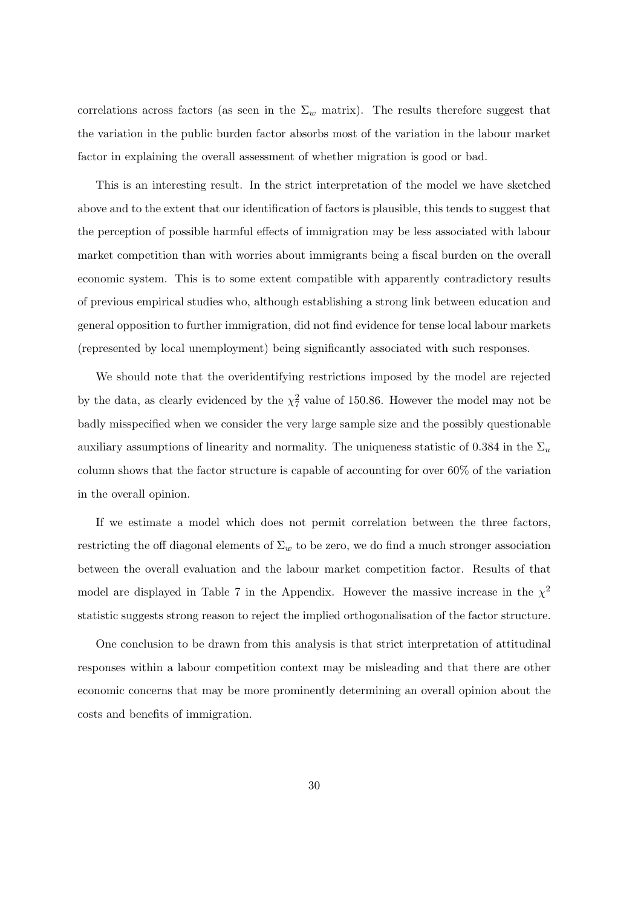correlations across factors (as seen in the $\Sigma_w$ matrix). The results therefore suggest that the variation in the public burden factor absorbs most of the variation in the labour market factor in explaining the overall assessment of whether migration is good or bad.

This is an interesting result. In the strict interpretation of the model we have sketched above and to the extent that our identification of factors is plausible, this tends to suggest that the perception of possible harmful effects of immigration may be less associated with labour market competition than with worries about immigrants being a fiscal burden on the overall economic system. This is to some extent compatible with apparently contradictory results of previous empirical studies who, although establishing a strong link between education and general opposition to further immigration, did not find evidence for tense local labour markets (represented by local unemployment) being significantly associated with such responses.

We should note that the overidentifying restrictions imposed by the model are rejected by the data, as clearly evidenced by the $\chi^2_7$ value of 150.86. However the model may not be badly misspecified when we consider the very large sample size and the possibly questionable auxiliary assumptions of linearity and normality. The uniqueness statistic of 0.384 in the $\Sigma_u$ column shows that the factor structure is capable of accounting for over 60% of the variation in the overall opinion.

If we estimate a model which does not permit correlation between the three factors, restricting the off diagonal elements of $\Sigma_w$ to be zero, we do find a much stronger association between the overall evaluation and the labour market competition factor. Results of that model are displayed in Table 7 in the Appendix. However the massive increase in the $\chi^2$ statistic suggests strong reason to reject the implied orthogonalisation of the factor structure.

One conclusion to be drawn from this analysis is that strict interpretation of attitudinal responses within a labour competition context may be misleading and that there are other economic concerns that may be more prominently determining an overall opinion about the costs and benefits of immigration.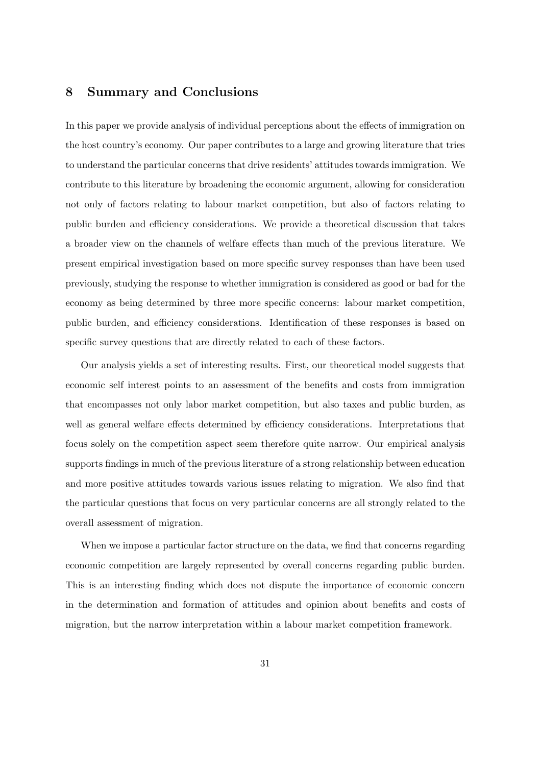## 8 Summary and Conclusions

In this paper we provide analysis of individual perceptions about the effects of immigration on the host country's economy. Our paper contributes to a large and growing literature that tries to understand the particular concerns that drive residents' attitudes towards immigration. We contribute to this literature by broadening the economic argument, allowing for consideration not only of factors relating to labour market competition, but also of factors relating to public burden and efficiency considerations. We provide a theoretical discussion that takes a broader view on the channels of welfare effects than much of the previous literature. We present empirical investigation based on more specific survey responses than have been used previously, studying the response to whether immigration is considered as good or bad for the economy as being determined by three more specific concerns: labour market competition, public burden, and efficiency considerations. Identification of these responses is based on specific survey questions that are directly related to each of these factors.

Our analysis yields a set of interesting results. First, our theoretical model suggests that economic self interest points to an assessment of the benefits and costs from immigration that encompasses not only labor market competition, but also taxes and public burden, as well as general welfare effects determined by efficiency considerations. Interpretations that focus solely on the competition aspect seem therefore quite narrow. Our empirical analysis supports findings in much of the previous literature of a strong relationship between education and more positive attitudes towards various issues relating to migration. We also find that the particular questions that focus on very particular concerns are all strongly related to the overall assessment of migration.

When we impose a particular factor structure on the data, we find that concerns regarding economic competition are largely represented by overall concerns regarding public burden. This is an interesting finding which does not dispute the importance of economic concern in the determination and formation of attitudes and opinion about benefits and costs of migration, but the narrow interpretation within a labour market competition framework.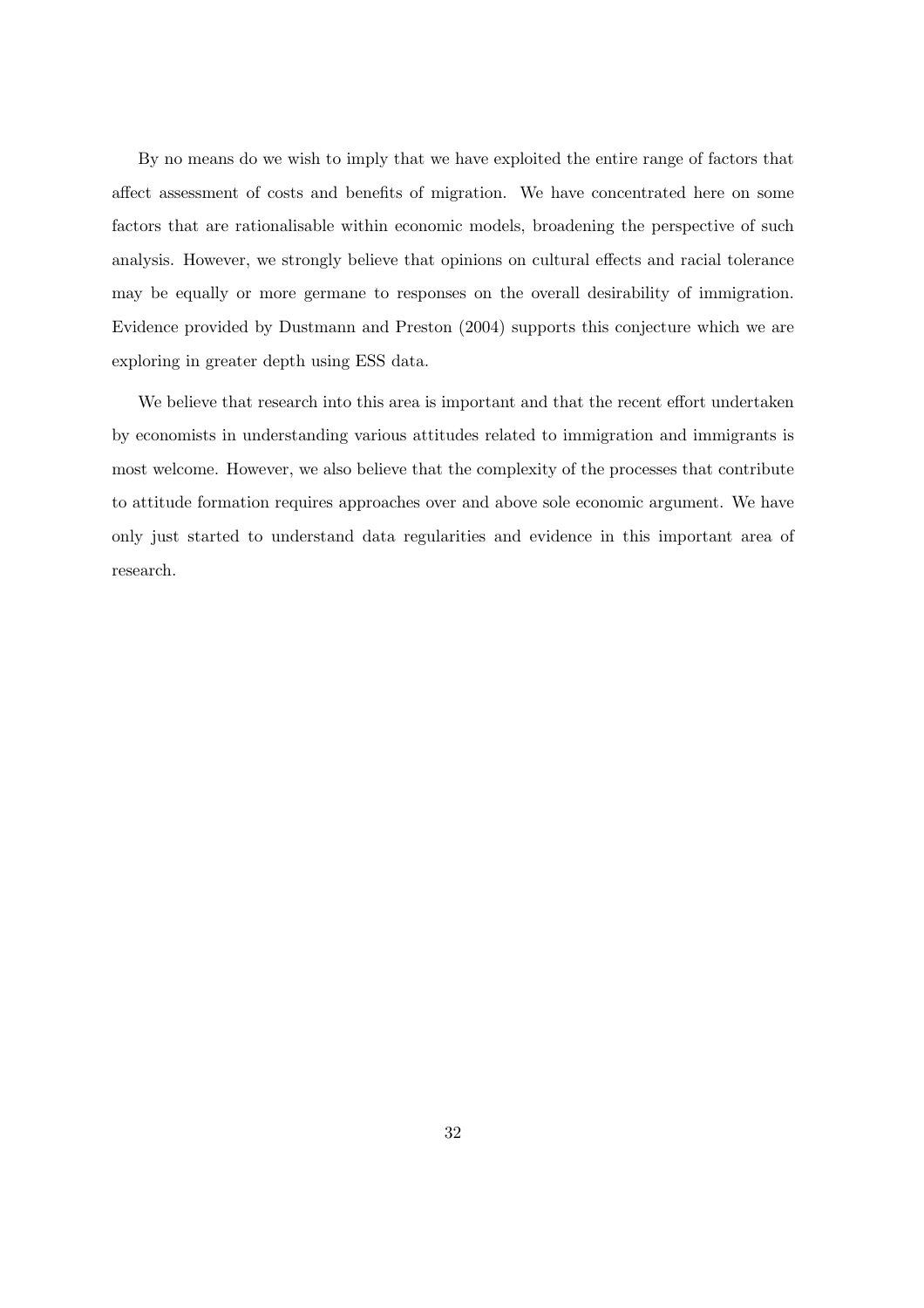By no means do we wish to imply that we have exploited the entire range of factors that affect assessment of costs and benefits of migration. We have concentrated here on some factors that are rationalisable within economic models, broadening the perspective of such analysis. However, we strongly believe that opinions on cultural effects and racial tolerance may be equally or more germane to responses on the overall desirability of immigration. Evidence provided by Dustmann and Preston (2004) supports this conjecture which we are exploring in greater depth using ESS data.

We believe that research into this area is important and that the recent effort undertaken by economists in understanding various attitudes related to immigration and immigrants is most welcome. However, we also believe that the complexity of the processes that contribute to attitude formation requires approaches over and above sole economic argument. We have only just started to understand data regularities and evidence in this important area of research.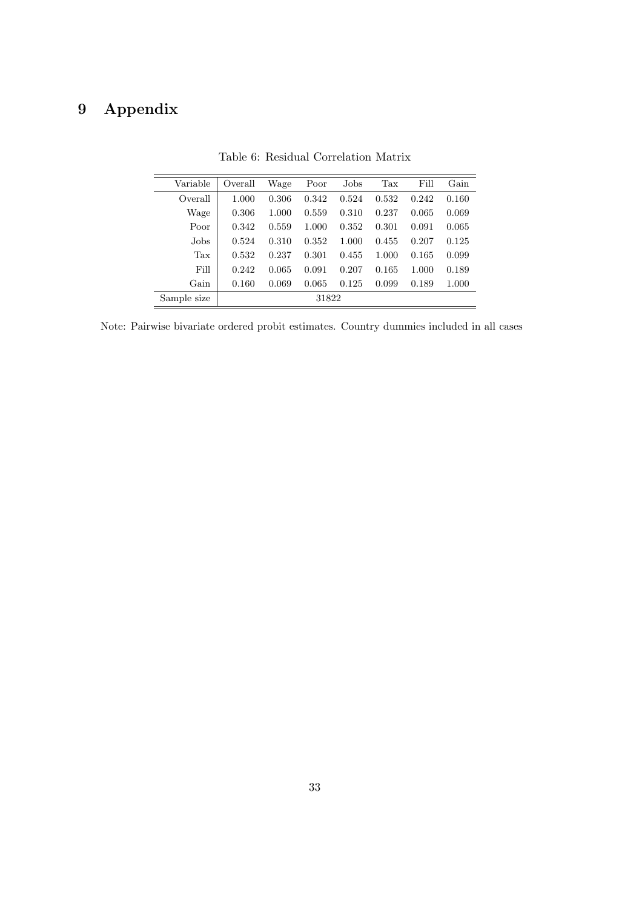# 9 Appendix

Table 6: Residual Correlation Matrix

| Variable | Overall | Wage | Poor | Jobs | Tax | Fill | Gain |
|---|---|---|---|---|---|---|---|
| Overall | 1.000 | 0.306 | 0.342 | 0.524 | 0.532 | 0.242 | 0.160 |
| Wage | 0.306 | 1.000 | 0.559 | 0.310 | 0.237 | 0.065 | 0.069 |
| Poor | 0.342 | 0.559 | 1.000 | 0.352 | 0.301 | 0.091 | 0.065 |
| Jobs | 0.524 | 0.310 | 0.352 | 1.000 | 0.455 | 0.207 | 0.125 |
| Tax | 0.532 | 0.237 | 0.301 | 0.455 | 1.000 | 0.165 | 0.099 |
| Fill | 0.242 | 0.065 | 0.091 | 0.207 | 0.165 | 1.000 | 0.189 |
| Gain | 0.160 | 0.069 | 0.065 | 0.125 | 0.099 | 0.189 | 1.000 |
| Sample size | 31822 | | | | | | |

Note: Pairwise bivariate ordered probit estimates. Country dummies included in all cases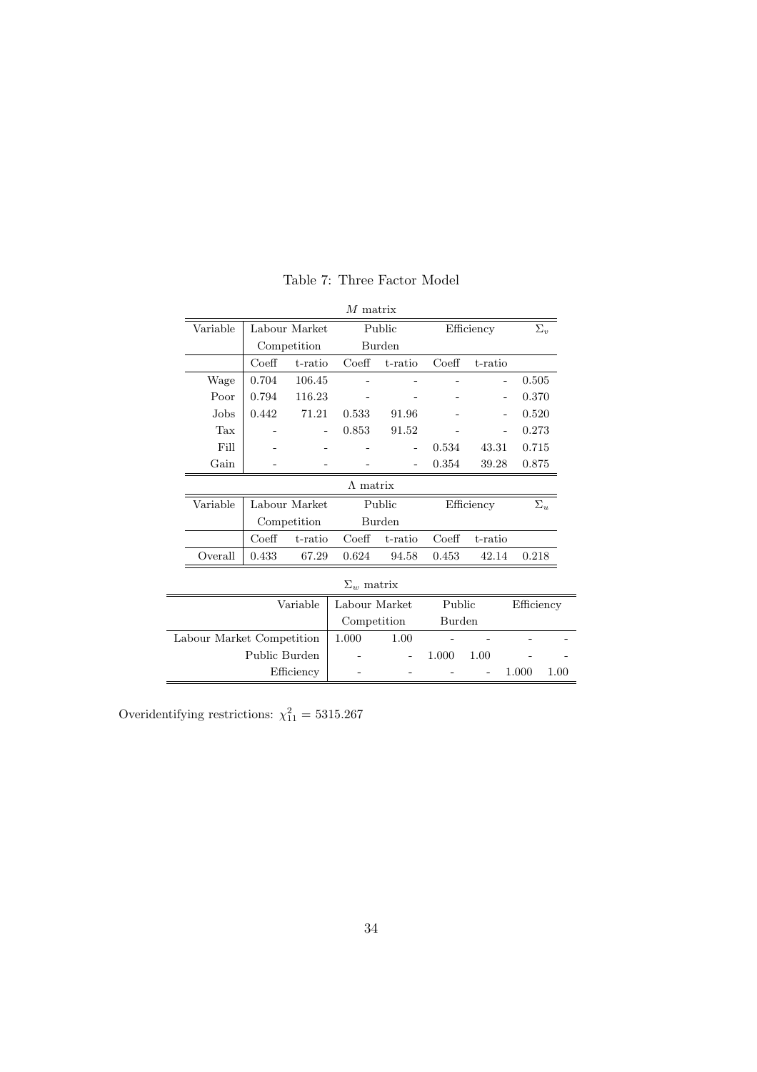Table 7: Three Factor Model

*M* matrix

| Variable | Labour Market Competition | | Public Burden | | Efficiency | | $\Sigma_v$ |
|---|---|---|---|---|---|---|---|
| | Coeff | t-ratio | Coeff | t-ratio | Coeff | t-ratio | |
| Wage | 0.704 | 106.45 | - | - | - | - | 0.505 |
| Poor | 0.794 | 116.23 | - | - | - | - | 0.370 |
| Jobs | 0.442 | 71.21 | 0.533 | 91.96 | - | - | 0.520 |
| Tax | - | - | 0.853 | 91.52 | - | - | 0.273 |
| Fill | - | - | - | - | 0.534 | 43.31 | 0.715 |
| Gain | - | - | - | - | 0.354 | 39.28 | 0.875 |

$\Lambda$ matrix

| Variable | Labour Market Competition | | Public Burden | | Efficiency | | $\Sigma_u$ |
|---|---|---|---|---|---|---|---|
| | Coeff | t-ratio | Coeff | t-ratio | Coeff | t-ratio | |
| Overall | 0.433 | 67.29 | 0.624 | 94.58 | 0.453 | 42.14 | 0.218 |

$\Sigma_w$ matrix

| Variable | Labour Market Competition | | Public Burden | | Efficiency | |
|---|---|---|---|---|---|---|
| Labour Market Competition | 1.000 | 1.00 | - | - | - | - |
| Public Burden | - | - | 1.000 | 1.00 | - | - |
| Efficiency | - | - | - | - | 1.000 | 1.00 |

Overidentifying restrictions: $\chi^2_{11} = 5315.267$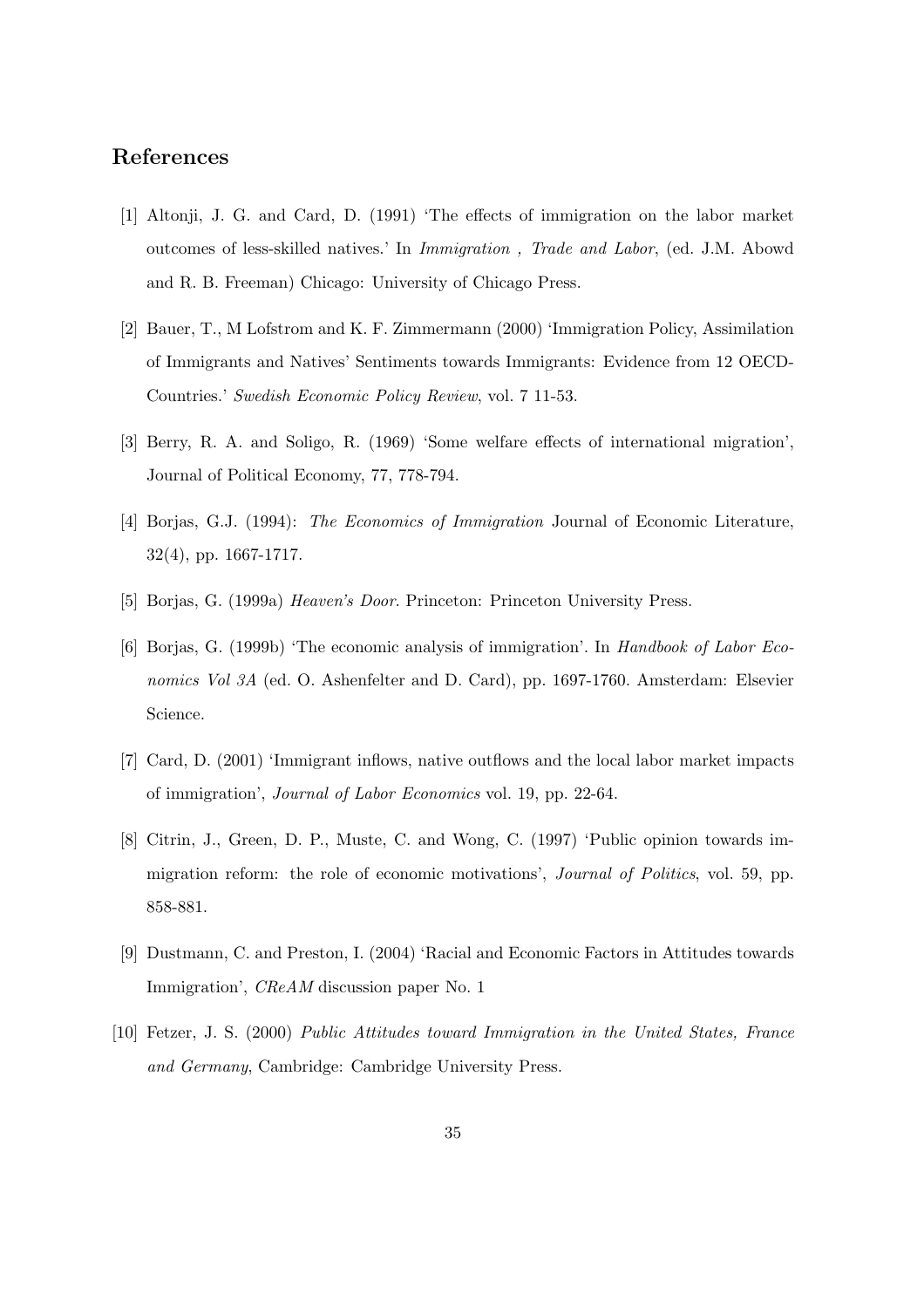## References

[1] Altonji, J. G. and Card, D. (1991) 'The effects of immigration on the labor market outcomes of less-skilled natives.' In *Immigration , Trade and Labor*, (ed. J.M. Abowd and R. B. Freeman) Chicago: University of Chicago Press.

[2] Bauer, T., M Lofstrom and K. F. Zimmermann (2000) 'Immigration Policy, Assimilation of Immigrants and Natives' Sentiments towards Immigrants: Evidence from 12 OECD-Countries.' *Swedish Economic Policy Review*, vol. 7 11-53.

[3] Berry, R. A. and Soligo, R. (1969) 'Some welfare effects of international migration', Journal of Political Economy, 77, 778-794.

[4] Borjas, G.J. (1994): *The Economics of Immigration* Journal of Economic Literature, 32(4), pp. 1667-1717.

[5] Borjas, G. (1999a) *Heaven's Door*. Princeton: Princeton University Press.

[6] Borjas, G. (1999b) 'The economic analysis of immigration'. In *Handbook of Labor Economics Vol 3A* (ed. O. Ashenfelter and D. Card), pp. 1697-1760. Amsterdam: Elsevier Science.

[7] Card, D. (2001) 'Immigrant inflows, native outflows and the local labor market impacts of immigration', *Journal of Labor Economics* vol. 19, pp. 22-64.

[8] Citrin, J., Green, D. P., Muste, C. and Wong, C. (1997) 'Public opinion towards immigration reform: the role of economic motivations', *Journal of Politics*, vol. 59, pp. 858-881.

[9] Dustmann, C. and Preston, I. (2004) 'Racial and Economic Factors in Attitudes towards Immigration', *CReAM* discussion paper No. 1

[10] Fetzer, J. S. (2000) *Public Attitudes toward Immigration in the United States, France and Germany*, Cambridge: Cambridge University Press.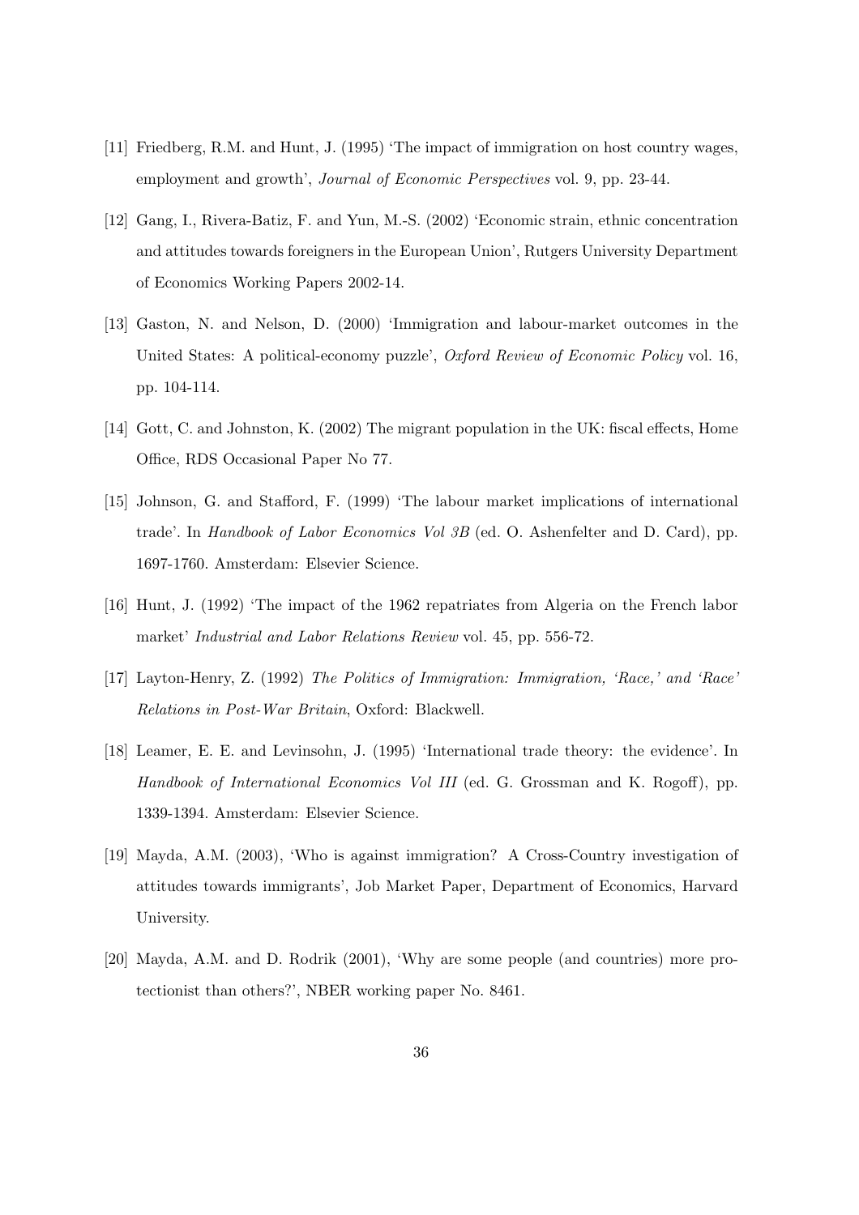[11] Friedberg, R.M. and Hunt, J. (1995) 'The impact of immigration on host country wages, employment and growth', *Journal of Economic Perspectives* vol. 9, pp. 23-44.

[12] Gang, I., Rivera-Batiz, F. and Yun, M.-S. (2002) 'Economic strain, ethnic concentration and attitudes towards foreigners in the European Union', Rutgers University Department of Economics Working Papers 2002-14.

[13] Gaston, N. and Nelson, D. (2000) 'Immigration and labour-market outcomes in the United States: A political-economy puzzle', *Oxford Review of Economic Policy* vol. 16, pp. 104-114.

[14] Gott, C. and Johnston, K. (2002) The migrant population in the UK: fiscal effects, Home Office, RDS Occasional Paper No 77.

[15] Johnson, G. and Stafford, F. (1999) 'The labour market implications of international trade'. In *Handbook of Labor Economics Vol 3B* (ed. O. Ashenfelter and D. Card), pp. 1697-1760. Amsterdam: Elsevier Science.

[16] Hunt, J. (1992) 'The impact of the 1962 repatriates from Algeria on the French labor market' *Industrial and Labor Relations Review* vol. 45, pp. 556-72.

[17] Layton-Henry, Z. (1992) *The Politics of Immigration: Immigration, 'Race,' and 'Race' Relations in Post-War Britain*, Oxford: Blackwell.

[18] Leamer, E. E. and Levinsohn, J. (1995) 'International trade theory: the evidence'. In *Handbook of International Economics Vol III* (ed. G. Grossman and K. Rogoff), pp. 1339-1394. Amsterdam: Elsevier Science.

[19] Mayda, A.M. (2003), 'Who is against immigration? A Cross-Country investigation of attitudes towards immigrants', Job Market Paper, Department of Economics, Harvard University.

[20] Mayda, A.M. and D. Rodrik (2001), 'Why are some people (and countries) more protectionist than others?', NBER working paper No. 8461.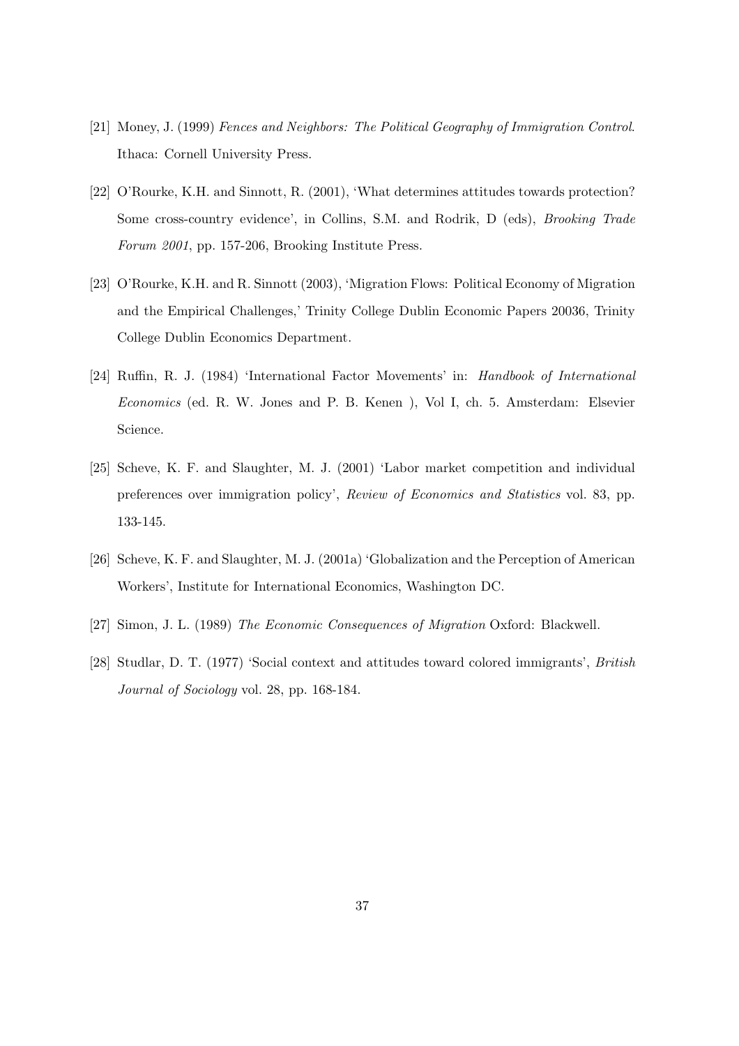[21] Money, J. (1999) *Fences and Neighbors: The Political Geography of Immigration Control*. Ithaca: Cornell University Press.

[22] O'Rourke, K.H. and Sinnott, R. (2001), 'What determines attitudes towards protection? Some cross-country evidence', in Collins, S.M. and Rodrik, D (eds), *Brooking Trade Forum 2001*, pp. 157-206, Brooking Institute Press.

[23] O'Rourke, K.H. and R. Sinnott (2003), 'Migration Flows: Political Economy of Migration and the Empirical Challenges,' Trinity College Dublin Economic Papers 20036, Trinity College Dublin Economics Department.

[24] Ruffin, R. J. (1984) 'International Factor Movements' in: *Handbook of International Economics* (ed. R. W. Jones and P. B. Kenen ), Vol I, ch. 5. Amsterdam: Elsevier Science.

[25] Scheve, K. F. and Slaughter, M. J. (2001) 'Labor market competition and individual preferences over immigration policy', *Review of Economics and Statistics* vol. 83, pp. 133-145.

[26] Scheve, K. F. and Slaughter, M. J. (2001a) 'Globalization and the Perception of American Workers', Institute for International Economics, Washington DC.

[27] Simon, J. L. (1989) *The Economic Consequences of Migration* Oxford: Blackwell.

[28] Studlar, D. T. (1977) 'Social context and attitudes toward colored immigrants', *British Journal of Sociology* vol. 28, pp. 168-184.